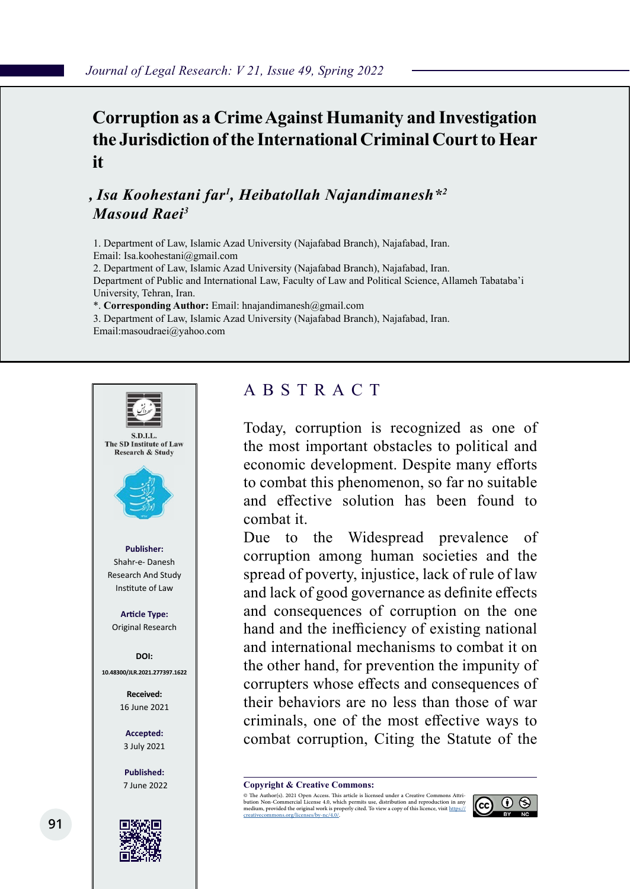# Corruption as a Crime Against Humanity and Investigation the Jurisdiction of the International Criminal Court to Hear it

***, Isa Koohestani far[1], Heibatollah Najandimanesh*[2] Masoud Raei[3]***

1. Department of Law, Islamic Azad University (Najafabad Branch), Najafabad, Iran.
Email: Isa.koohestani@gmail.com
2. Department of Law, Islamic Azad University (Najafabad Branch), Najafabad, Iran.
Department of Public and International Law, Faculty of Law and Political Science, Allameh Tabataba'i University, Tehran, Iran.
*. **Corresponding Author:** Email: hnajandimanesh@gmail.com
3. Department of Law, Islamic Azad University (Najafabad Branch), Najafabad, Iran.
Email:masoudraei@yahoo.com

S.D.I.L.
The SD Institute of Law Research & Study

**Publisher:**
Shahr-e- Danesh Research And Study Institute of Law

**Article Type:**
Original Research

**DOI:**
10.48300/JLR.2021.277397.1622

**Received:**
16 June 2021

**Accepted:**
3 July 2021

**Published:**
7 June 2022

## ABSTRACT

Today, corruption is recognized as one of the most important obstacles to political and economic development. Despite many efforts to combat this phenomenon, so far no suitable and effective solution has been found to combat it.

Due to the Widespread prevalence of corruption among human societies and the spread of poverty, injustice, lack of rule of law and lack of good governance as definite effects and consequences of corruption on the one hand and the inefficiency of existing national and international mechanisms to combat it on the other hand, for prevention the impunity of corrupters whose effects and consequences of their behaviors are no less than those of war criminals, one of the most effective ways to combat corruption, Citing the Statute of the

**Copyright & Creative Commons:**
© The Author(s). 2021 Open Access. This article is licensed under a Creative Commons Attribution Non-Commercial License 4.0, which permits use, distribution and reproduction in any medium, provided the original work is properly cited. To view a copy of this licence, visit https://creativecommons.org/licenses/by-nc/4.0/.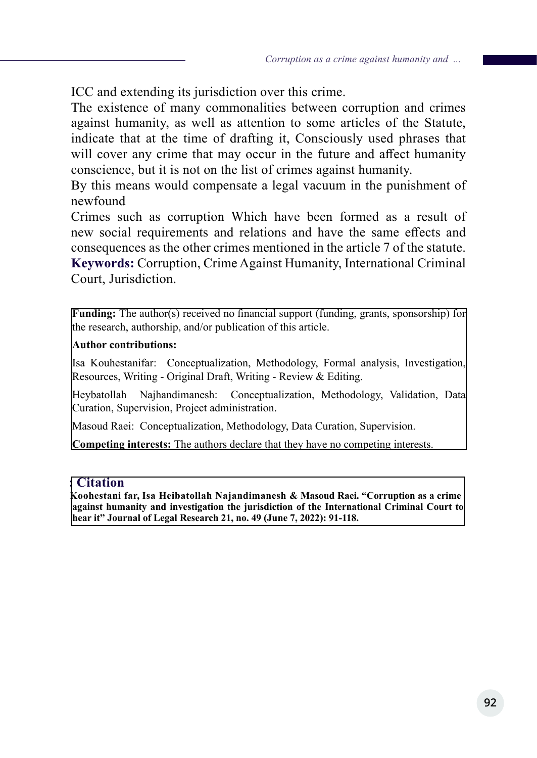ICC and extending its jurisdiction over this crime.

The existence of many commonalities between corruption and crimes against humanity, as well as attention to some articles of the Statute, indicate that at the time of drafting it, Consciously used phrases that will cover any crime that may occur in the future and affect humanity conscience, but it is not on the list of crimes against humanity.

By this means would compensate a legal vacuum in the punishment of newfound

Crimes such as corruption Which have been formed as a result of new social requirements and relations and have the same effects and consequences as the other crimes mentioned in the article 7 of the statute.

**Keywords:** Corruption, Crime Against Humanity, International Criminal Court, Jurisdiction.

**Funding:** The author(s) received no financial support (funding, grants, sponsorship) for the research, authorship, and/or publication of this article.

**Author contributions:**

Isa Kouhestanifar: Conceptualization, Methodology, Formal analysis, Investigation, Resources, Writing - Original Draft, Writing - Review & Editing.

Heybatollah Najhandimanesh: Conceptualization, Methodology, Validation, Data Curation, Supervision, Project administration.

Masoud Raei: Conceptualization, Methodology, Data Curation, Supervision.

**Competing interests:** The authors declare that they have no competing interests.

**Citation**

**Koohestani far, Isa Heibatollah Najandimanesh & Masoud Raei. "Corruption as a crime against humanity and investigation the jurisdiction of the International Criminal Court to hear it" Journal of Legal Research 21, no. 49 (June 7, 2022): 91-118.**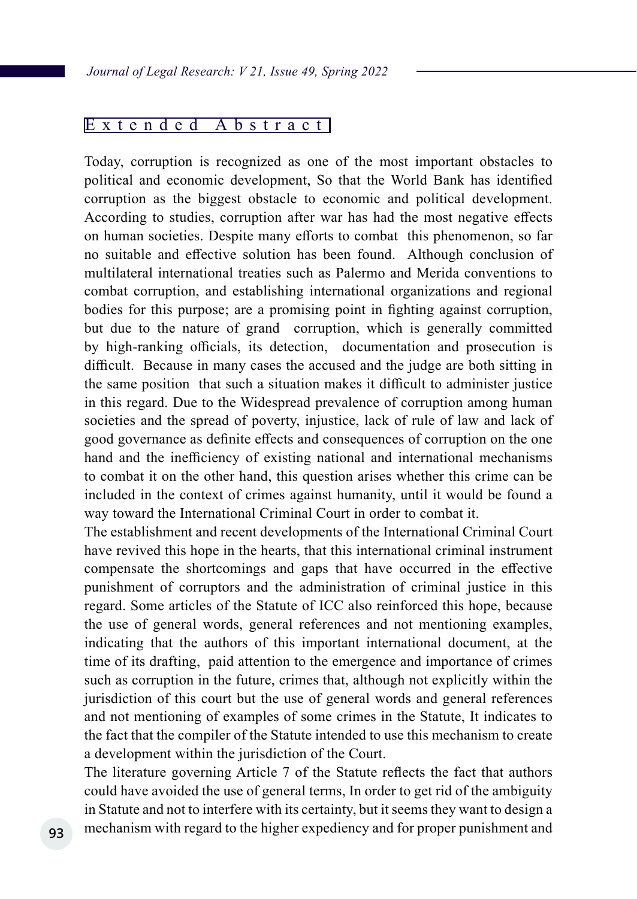## Extended Abstract

Today, corruption is recognized as one of the most important obstacles to political and economic development, So that the World Bank has identified corruption as the biggest obstacle to economic and political development. According to studies, corruption after war has had the most negative effects on human societies. Despite many efforts to combat this phenomenon, so far no suitable and effective solution has been found. Although conclusion of multilateral international treaties such as Palermo and Merida conventions to combat corruption, and establishing international organizations and regional bodies for this purpose; are a promising point in fighting against corruption, but due to the nature of grand corruption, which is generally committed by high-ranking officials, its detection, documentation and prosecution is difficult. Because in many cases the accused and the judge are both sitting in the same position that such a situation makes it difficult to administer justice in this regard. Due to the Widespread prevalence of corruption among human societies and the spread of poverty, injustice, lack of rule of law and lack of good governance as definite effects and consequences of corruption on the one hand and the inefficiency of existing national and international mechanisms to combat it on the other hand, this question arises whether this crime can be included in the context of crimes against humanity, until it would be found a way toward the International Criminal Court in order to combat it.

The establishment and recent developments of the International Criminal Court have revived this hope in the hearts, that this international criminal instrument compensate the shortcomings and gaps that have occurred in the effective punishment of corruptors and the administration of criminal justice in this regard. Some articles of the Statute of ICC also reinforced this hope, because the use of general words, general references and not mentioning examples, indicating that the authors of this important international document, at the time of its drafting, paid attention to the emergence and importance of crimes such as corruption in the future, crimes that, although not explicitly within the jurisdiction of this court but the use of general words and general references and not mentioning of examples of some crimes in the Statute, It indicates to the fact that the compiler of the Statute intended to use this mechanism to create a development within the jurisdiction of the Court.

The literature governing Article 7 of the Statute reflects the fact that authors could have avoided the use of general terms, In order to get rid of the ambiguity in Statute and not to interfere with its certainty, but it seems they want to design a mechanism with regard to the higher expediency and for proper punishment and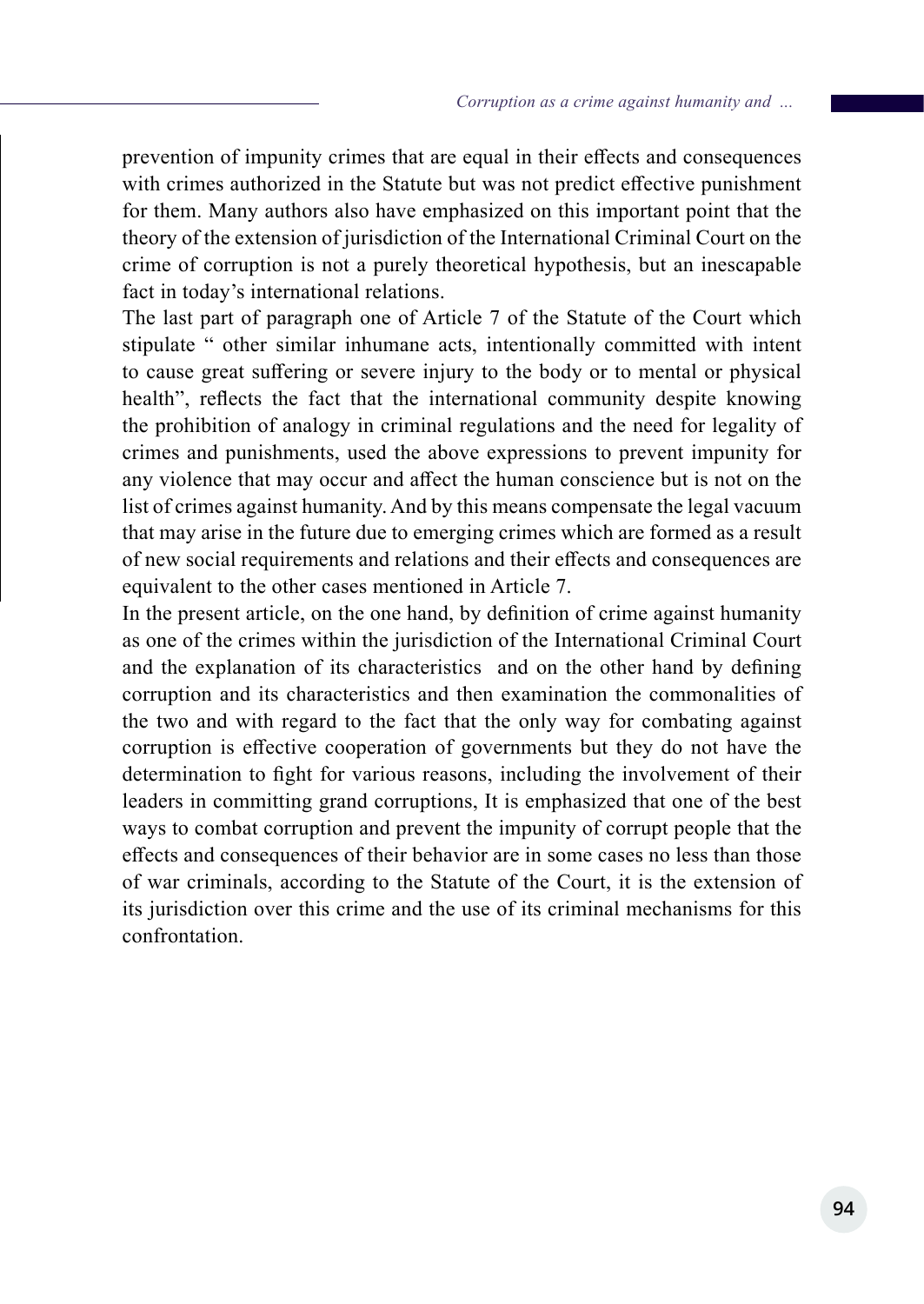prevention of impunity crimes that are equal in their effects and consequences with crimes authorized in the Statute but was not predict effective punishment for them. Many authors also have emphasized on this important point that the theory of the extension of jurisdiction of the International Criminal Court on the crime of corruption is not a purely theoretical hypothesis, but an inescapable fact in today's international relations.

The last part of paragraph one of Article 7 of the Statute of the Court which stipulate " other similar inhumane acts, intentionally committed with intent to cause great suffering or severe injury to the body or to mental or physical health", reflects the fact that the international community despite knowing the prohibition of analogy in criminal regulations and the need for legality of crimes and punishments, used the above expressions to prevent impunity for any violence that may occur and affect the human conscience but is not on the list of crimes against humanity. And by this means compensate the legal vacuum that may arise in the future due to emerging crimes which are formed as a result of new social requirements and relations and their effects and consequences are equivalent to the other cases mentioned in Article 7.

In the present article, on the one hand, by definition of crime against humanity as one of the crimes within the jurisdiction of the International Criminal Court and the explanation of its characteristics and on the other hand by defining corruption and its characteristics and then examination the commonalities of the two and with regard to the fact that the only way for combating against corruption is effective cooperation of governments but they do not have the determination to fight for various reasons, including the involvement of their leaders in committing grand corruptions, It is emphasized that one of the best ways to combat corruption and prevent the impunity of corrupt people that the effects and consequences of their behavior are in some cases no less than those of war criminals, according to the Statute of the Court, it is the extension of its jurisdiction over this crime and the use of its criminal mechanisms for this confrontation.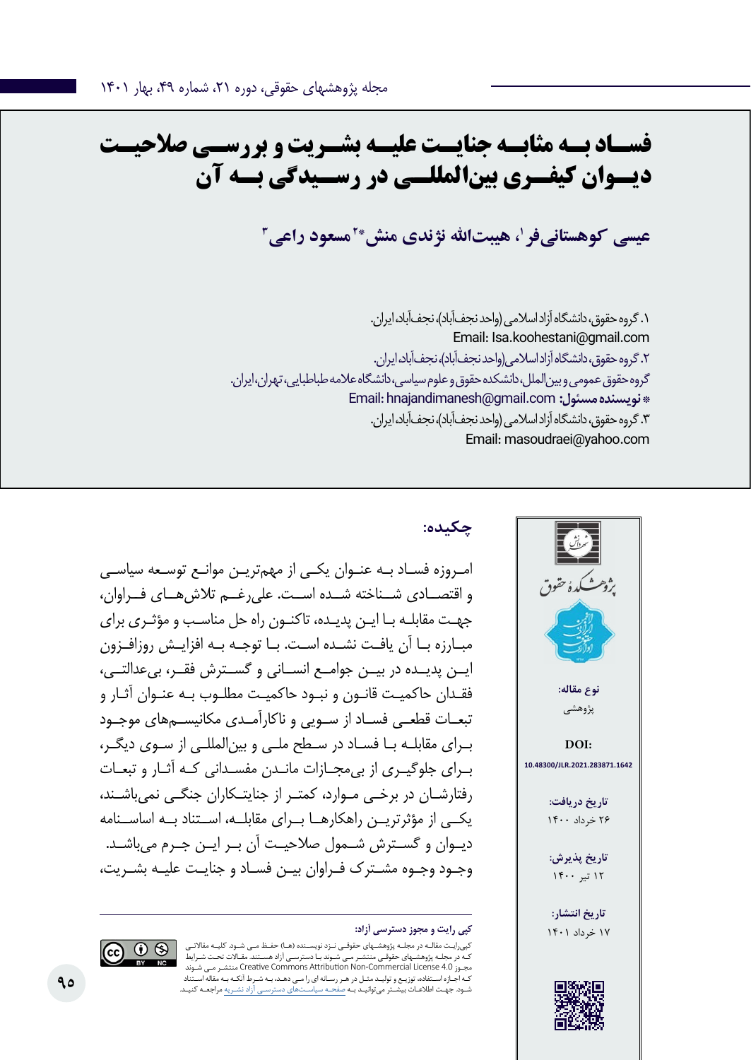# فساد به مثابه جنایت علیه بشریت و بررسی صلاحیت دیوان کیفری بین‌المللی در رسیدگی به آن

**عیسی کوهستانی‌فر[1]، هیبت‌الله نژندی منش[2]* مسعود راعی[3]**

۱. گروه حقوق، دانشگاه آزاد اسلامی (واحد نجف‌آباد)، نجف‌آباد، ایران.
Email: Isa.koohestani@gmail.com

۲. گروه حقوق، دانشگاه آزاد اسلامی(واحد نجف‌آباد)، نجف‌آباد، ایران.
گروه حقوق عمومی و بین‌الملل، دانشکده حقوق و علوم سیاسی، دانشگاه علامه طباطبایی، تهران، ایران.
**\* نویسنده مسئول:** Email: hnajandimanesh@gmail.com

۳. گروه حقوق، دانشگاه آزاد اسلامی (واحد نجف‌آباد)، نجف‌آباد، ایران.
Email: masoudraei@yahoo.com

**نوع مقاله:** پژوهشی

**DOI:** 10.48300/JLR.2021.283871.1642

**تاریخ دریافت:** ۲۶ خرداد ۱۴۰۰

**تاریخ پذیرش:** ۱۲ تیر ۱۴۰۰

**تاریخ انتشار:** ۱۷ خرداد ۱۴۰۱

## چکیده:

امروزه فساد به عنوان یکی از مهم‌ترین موانع توسعه سیاسی و اقتصادی شناخته شده است. علی‌رغم تلاش‌های فراوان، جهت مقابله با این پدیده، تاکنون راه حل مناسب و مؤثری برای مبارزه با آن یافت نشده است. با توجه به افزایش روزافزون این پدیده در بین جوامع انسانی و گسترش فقر، بی‌عدالتی، فقدان حاکمیت قانون و نبود حاکمیت مطلوب به عنوان آثار و تبعات قطعی فساد از سویی و ناکارآمدی مکانیسم‌های موجود برای مقابله با فساد در سطح ملی و بین‌المللی از سوی دیگر، برای جلوگیری از بی‌مجازات ماندن مفسدانی که آثار و تبعات رفتارشان در برخی موارد، کمتر از جنایتکاران جنگی نمی‌باشند، یکی از مؤثرترین راهکارها برای مقابله، استناد به اساسنامه دیوان و گسترش شمول صلاحیت آن بر این جرم می‌باشد. وجود وجوه مشترک فراوان بین فساد و جنایت علیه بشریت،

**کپی رایت و مجوز دسترسی آزاد:**

کپی‌رایت مقاله در مجله پژوهشهای حقوقی نزد نویسنده (ها) حفظ می شود. کلیه مقالاتی که در مجله پژوهشهای حقوقی منتشر می شوند با دسترسی آزاد هستند. مقالات تحت شرایط مجوز Creative Commons Attribution Non-Commercial License 4.0 منتشر می شوند که اجازه استفاده، توزیع و تولید مثل در هر رسانه ای را می دهد، به شرط آنکه به مقاله استناد شود. جهت اطلاعات بیشتر می‌توانید به صفحه سیاست‌های دسترسی آزاد نشریه مراجعه کنید.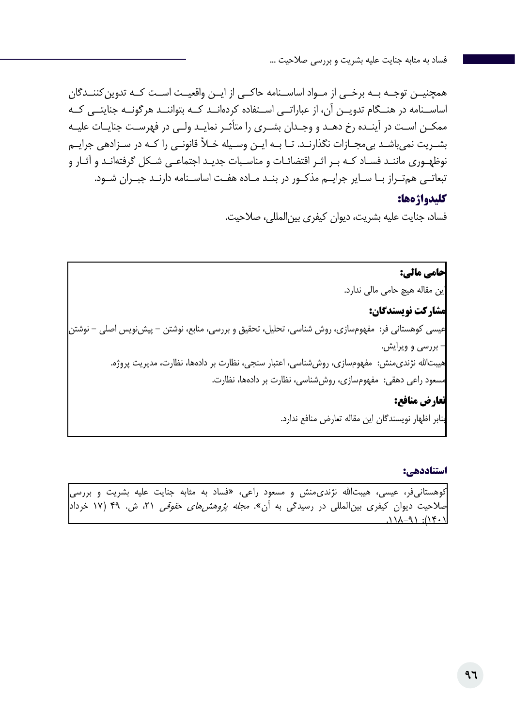همچنین توجه به برخی از مواد اساسنامه حاکی از این واقعیت است که تدوین‌کنندگان اساسنامه در هنگام تدوین آن، از عباراتی استفاده کرده‌اند که بتوانند هرگونه جنایتی که ممکن است در آینده رخ دهد و وجدان بشری را متأثر نماید ولی در فهرست جنایات علیه بشریت نمی‌باشد بی‌مجازات نگذارند. تا به این وسیله خلأ قانونی را که در سزادهی جرایم نوظهوری مانند فساد که بر اثر اقتضائات و مناسبات جدید اجتماعی شکل گرفته‌اند و آثار و تبعاتی هم‌تراز با سایر جرایم مذکور در بند ماده هفت اساسنامه دارند جبران شود.

**کلیدواژه‌ها:**

فساد، جنایت علیه بشریت، دیوان کیفری بین‌المللی، صلاحیت.

**حامی مالی:**

این مقاله هیچ حامی مالی ندارد.

**مشارکت نویسندگان:**

عیسی کوهستانی فر: مفهوم‌سازی، روش شناسی، تحلیل، تحقیق و بررسی، منابع، نوشتن – پیش‌نویس اصلی – نوشتن – بررسی و ویرایش.

هیبت‌الله نژندی‌منش: مفهوم‌سازی، روش‌شناسی، اعتبار سنجی، نظارت بر داده‌ها، نظارت، مدیریت پروژه.

مسعود راعی دهقی: مفهوم‌سازی، روش‌شناسی، نظارت بر داده‌ها، نظارت.

**تعارض منافع:**

بنابر اظهار نویسندگان این مقاله تعارض منافع ندارد.

**استناددهی:**

کوهستانی‌فر، عیسی، هیبت‌الله نژندی‌منش و مسعود راعی، «فساد به مثابه جنایت علیه بشریت و بررسی صلاحیت دیوان کیفری بین‌المللی در رسیدگی به آن». *مجله پژوهش‌های حقوقی* ۲۱، ش. ۴۹ (۱۷ خرداد ۱۴۰۱): ۹۱–۱۱۸.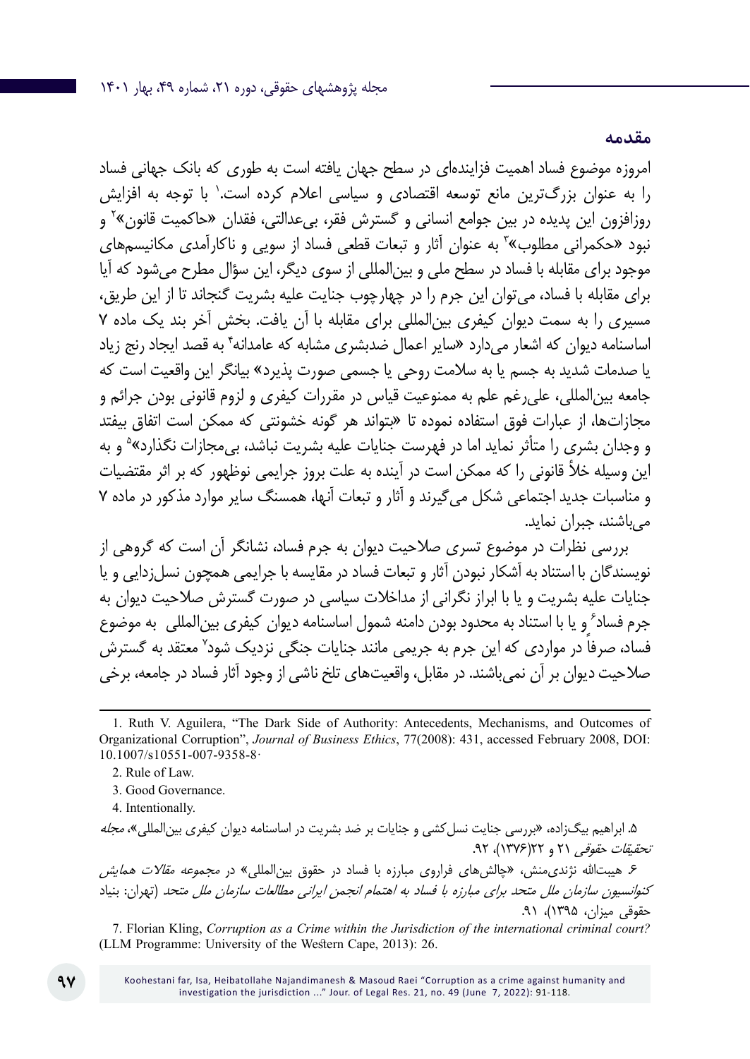## مقدمه

امروزه موضوع فساد اهمیت فزاینده‌ای در سطح جهان یافته است به طوری که بانک جهانی فساد را به عنوان بزرگ‌ترین مانع توسعه اقتصادی و سیاسی اعلام کرده است.[1] با توجه به افزایش روزافزون این پدیده در بین جوامع انسانی و گسترش فقر، بی‌عدالتی، فقدان «حاکمیت قانون»[2] و نبود «حکمرانی مطلوب»[3] به عنوان آثار و تبعات قطعی فساد از سویی و ناکارآمدی مکانیسم‌های موجود برای مقابله با فساد در سطح ملی و بین‌المللی از سوی دیگر، این سؤال مطرح می‌شود که آیا برای مقابله با فساد، می‌توان این جرم را در چهارچوب جنایت علیه بشریت گنجاند تا از این طریق، مسیری را به سمت دیوان کیفری بین‌المللی برای مقابله با آن یافت. بخش آخر بند یک ماده ۷ اساسنامه دیوان که اشعار می‌دارد «سایر اعمال ضدبشری مشابه که عامدانه[4] به قصد ایجاد رنج زیاد یا صدمات شدید به جسم یا به سلامت روحی یا جسمی صورت پذیرد» بیانگر این واقعیت است که جامعه بین‌المللی، علی‌رغم علم به ممنوعیت قیاس در مقررات کیفری و لزوم قانونی بودن جرائم و مجازات‌ها، از عبارات فوق استفاده نموده تا «بتواند هر گونه خشونتی که ممکن است اتفاق بیفتد و وجدان بشری را متأثر نماید اما در فهرست جنایات علیه بشریت نباشد، بی‌مجازات نگذارد»[5] و به این وسیله خلأ قانونی را که ممکن است در آینده به علت بروز جرایمی نوظهور که بر اثر مقتضیات و مناسبات جدید اجتماعی شکل می‌گیرند و آثار و تبعات آنها، همسنگ سایر موارد مذکور در ماده ۷ می‌باشند، جبران نماید.

بررسی نظرات در موضوع تسری صلاحیت دیوان به جرم فساد، نشانگر آن است که گروهی از نویسندگان با استناد به آشکار نبودن آثار و تبعات فساد در مقایسه با جرایمی همچون نسل‌زدایی و یا جنایات علیه بشریت و یا با ابراز نگرانی از مداخلات سیاسی در صورت گسترش صلاحیت دیوان به جرم فساد[6] و یا با استناد به محدود بودن دامنه شمول اساسنامه دیوان کیفری بین‌المللی به موضوع فساد، صرفاً در مواردی که این جرم به جریمی مانند جنایات جنگی نزدیک شود[7] معتقد به گسترش صلاحیت دیوان بر آن نمی‌باشند. در مقابل، واقعیت‌های تلخ ناشی از وجود آثار فساد در جامعه، برخی

---

1. Ruth V. Aguilera, "The Dark Side of Authority: Antecedents, Mechanisms, and Outcomes of Organizational Corruption", *Journal of Business Ethics*, 77(2008): 431, accessed February 2008, DOI: 10.1007/s10551-007-9358-8·

2. Rule of Law.

3. Good Governance.

4. Intentionally.

۵. ابراهیم بیگ‌زاده، «بررسی جنایت نسل‌کشی و جنایات بر ضد بشریت در اساسنامه دیوان کیفری بین‌المللی»، *مجله تحقیقات حقوقی* ۲۱ و ۲۲(۱۳۷۶)، ۹۲.

۶. هیبت‌الله نژندی‌منش، «چالش‌های فراروی مبارزه با فساد در حقوق بین‌المللی» در *مجموعه مقالات همایش کنوانسیون سازمان ملل متحد برای مبارزه با فساد به اهتمام انجمن ایرانی مطالعات سازمان ملل متحد* (تهران: بنیاد حقوقی میزان، ۱۳۹۵)، ۹۱.

7. Florian Kling, *Corruption as a Crime within the Jurisdiction of the international criminal court?* (LLM Programme: University of the Western Cape, 2013): 26.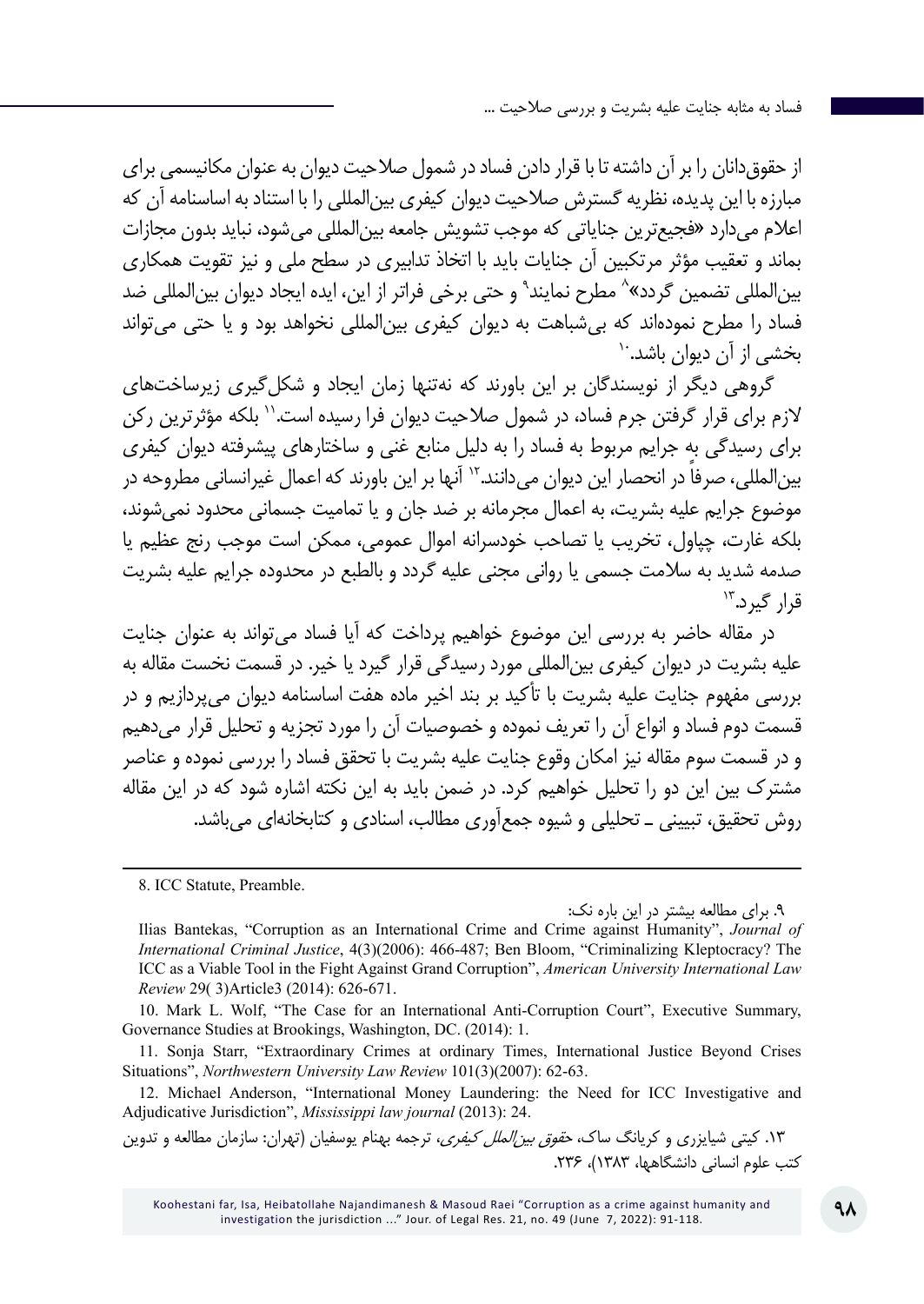از حقوق‌دانان را بر آن داشته تا با قرار دادن فساد در شمول صلاحیت دیوان به عنوان مکانیسمی برای مبارزه با این پدیده، نظریه گسترش صلاحیت دیوان کیفری بین‌المللی را با استناد به اساسنامه آن که اعلام می‌دارد «فجیع‌ترین جنایاتی که موجب تشویش جامعه بین‌المللی می‌شود، نباید بدون مجازات بماند و تعقیب مؤثر مرتکبین آن جنایات باید با اتخاذ تدابیری در سطح ملی و نیز تقویت همکاری بین‌المللی تضمین گردد»[8] مطرح نمایند[9] و حتی برخی فراتر از این، ایده ایجاد دیوان بین‌المللی ضد فساد را مطرح نموده‌اند که بی‌شباهت به دیوان کیفری بین‌المللی نخواهد بود و یا حتی می‌تواند بخشی از آن دیوان باشد.[10]

گروهی دیگر از نویسندگان بر این باورند که نه‌تنها زمان ایجاد و شکل‌گیری زیرساخت‌های لازم برای قرار گرفتن جرم فساد، در شمول صلاحیت دیوان فرا رسیده است.[11] بلکه مؤثرترین رکن برای رسیدگی به جرایم مربوط به فساد را به دلیل منابع غنی و ساختارهای پیشرفته دیوان کیفری بین‌المللی، صرفاً در انحصار این دیوان می‌دانند.[12] آنها بر این باورند که اعمال غیرانسانی مطروحه در موضوع جرایم علیه بشریت، به اعمال مجرمانه بر ضد جان و یا تمامیت جسمانی محدود نمی‌شوند، بلکه غارت، چپاول، تخریب یا تصاحب خودسرانه اموال عمومی، ممکن است موجب رنج عظیم یا صدمه شدید به سلامت جسمی یا روانی مجنی علیه گردد و بالطبع در محدوده جرایم علیه بشریت قرار گیرد.[13]

در مقاله حاضر به بررسی این موضوع خواهیم پرداخت که آیا فساد می‌تواند به عنوان جنایت علیه بشریت در دیوان کیفری بین‌المللی مورد رسیدگی قرار گیرد یا خیر. در قسمت نخست مقاله به بررسی مفهوم جنایت علیه بشریت با تأکید بر بند اخیر ماده هفت اساسنامه دیوان می‌پردازیم و در قسمت دوم فساد و انواع آن را تعریف نموده و خصوصیات آن را مورد تجزیه و تحلیل قرار می‌دهیم و در قسمت سوم مقاله نیز امکان وقوع جنایت علیه بشریت با تحقق فساد را بررسی نموده و عناصر مشترک بین این دو را تحلیل خواهیم کرد. در ضمن باید به این نکته اشاره شود که در این مقاله روش تحقیق، تبیینی ـ تحلیلی و شیوه جمع‌آوری مطالب، اسنادی و کتابخانه‌ای می‌باشد.

---

8. ICC Statute, Preamble.

۹. برای مطالعه بیشتر در این باره نک:

Ilias Bantekas, "Corruption as an International Crime and Crime against Humanity", *Journal of International Criminal Justice*, 4(3)(2006): 466-487; Ben Bloom, "Criminalizing Kleptocracy? The ICC as a Viable Tool in the Fight Against Grand Corruption", *American University International Law Review* 29( 3)Article3 (2014): 626-671.

10. Mark L. Wolf, "The Case for an International Anti-Corruption Court", Executive Summary, Governance Studies at Brookings, Washington, DC. (2014): 1.

11. Sonja Starr, "Extraordinary Crimes at ordinary Times, International Justice Beyond Crises Situations", *Northwestern University Law Review* 101(3)(2007): 62-63.

12. Michael Anderson, "International Money Laundering: the Need for ICC Investigative and Adjudicative Jurisdiction", *Mississippi law journal* (2013): 24.

۱۳. کیتی شیایزری و کریانگ ساک، *حقوق بین‌الملل کیفری*، ترجمه بهنام یوسفیان (تهران: سازمان مطالعه و تدوین کتب علوم انسانی دانشگاهها، ۱۳۸۳)، ۲۳۶.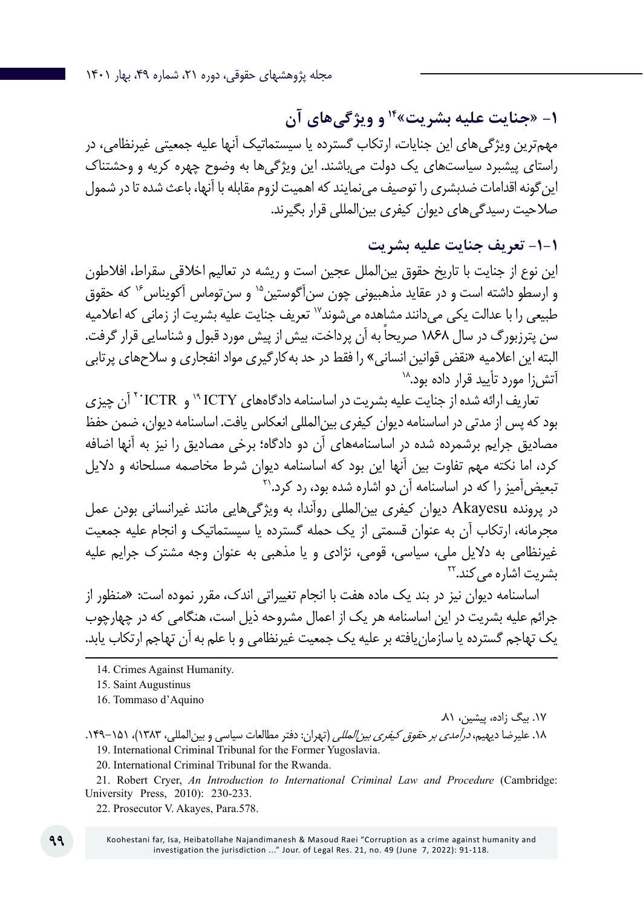## ۱- «جنایت علیه بشریت»[۱۴] و ویژگی‌های آن

مهم‌ترین ویژگی‌های این جنایات، ارتکاب گسترده یا سیستماتیک آنها علیه جمعیتی غیرنظامی، در راستای پیشبرد سیاست‌های یک دولت می‌باشند. این ویژگی‌ها به وضوح چهره کریه و وحشتناک این‌گونه اقدامات ضدبشری را توصیف می‌نمایند که اهمیت لزوم مقابله با آنها، باعث شده تا در شمول صلاحیت رسیدگی‌های دیوان کیفری بین‌المللی قرار بگیرند.

### ۱-۱- تعریف جنایت علیه بشریت

این نوع از جنایت با تاریخ حقوق بین‌الملل عجین است و ریشه در تعالیم اخلاقی سقراط، افلاطون و ارسطو داشته است و در عقاید مذهبیونی چون سن‌آگوستین[۱۵] و سن‌توماس آکویناس[۱۶] که حقوق طبیعی را با عدالت یکی می‌دانند مشاهده می‌شوند[۱۷] تعریف جنایت علیه بشریت از زمانی که اعلامیه سن پترزبورگ در سال ۱۸۶۸ صریحاً به آن پرداخت، بیش از پیش مورد قبول و شناسایی قرار گرفت. البته این اعلامیه «نقض قوانین انسانی» را فقط در حد به‌کارگیری مواد انفجاری و سلاح‌های پرتابی آتش‌زا مورد تأیید قرار داده بود.[۱۸]

تعاریف ارائه شده از جنایت علیه بشریت در اساسنامه دادگاه‌های ICTY [۱۹] و ICTR[۲۰] آن چیزی بود که پس از مدتی در اساسنامه دیوان کیفری بین‌المللی انعکاس یافت. اساسنامه دیوان، ضمن حفظ مصادیق جرایم برشمرده شده در اساسنامه‌های آن دو دادگاه؛ برخی مصادیق را نیز به آنها اضافه کرد، اما نکته مهم تفاوت بین آنها این بود که اساسنامه دیوان شرط مخاصمه مسلحانه و دلایل تبعیض‌آمیز را که در اساسنامه آن دو اشاره شده بود، رد کرد.[۲۱]

در پرونده Akayesu دیوان کیفری بین‌المللی روآندا، به ویژگی‌هایی مانند غیرانسانی بودن عمل مجرمانه، ارتکاب آن به عنوان قسمتی از یک حمله گسترده یا سیستماتیک و انجام علیه جمعیت غیرنظامی به دلایل ملی، سیاسی، قومی، نژادی و یا مذهبی به عنوان وجه مشترک جرایم علیه بشریت اشاره می‌کند.[۲۲]

اساسنامه دیوان نیز در بند یک ماده هفت با انجام تغییراتی اندک، مقرر نموده است: «منظور از جرائم علیه بشریت در این اساسنامه هر یک از اعمال مشروحه ذیل است، هنگامی که در چهارچوب یک تهاجم گسترده یا سازمان‌یافته بر علیه یک جمعیت غیرنظامی و با علم به آن تهاجم ارتکاب یابد.

---

14. Crimes Against Humanity.

15. Saint Augustinus

16. Tommaso d'Aquino

۱۷. بیگ زاده، پیشین، ۸۱.

۱۸. علیرضا دیهیم، *درآمدی بر حقوق کیفری بین‌المللی* (تهران: دفتر مطالعات سیاسی و بین‌المللی، ۱۳۸۳)، ۱۵۱-۱۴۹.

19. International Criminal Tribunal for the Former Yugoslavia.

20. International Criminal Tribunal for the Rwanda.

21. Robert Cryer, *An Introduction to International Criminal Law and Procedure* (Cambridge: University Press, 2010): 230-233.

22. Prosecutor V. Akayes, Para.578.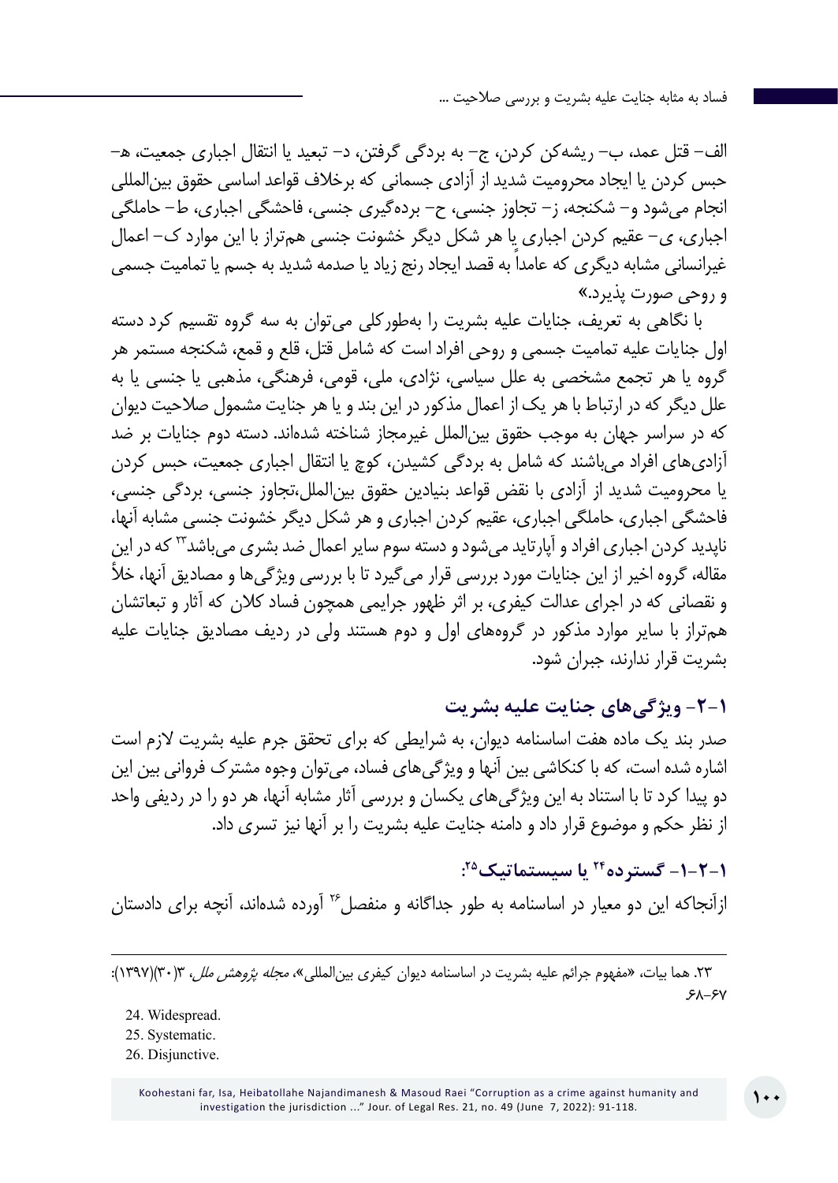الف– قتل عمد، ب– ریشه‌کن کردن، ج– به بردگی گرفتن، د– تبعید یا انتقال اجباری جمعیت، ه– حبس کردن یا ایجاد محرومیت شدید از آزادی جسمانی که برخلاف قواعد اساسی حقوق بین‌المللی انجام می‌شود و– شکنجه، ز– تجاوز جنسی، ح– برده‌گیری جنسی، فاحشگی اجباری، ط– حاملگی اجباری، ی– عقیم کردن اجباری یا هر شکل دیگر خشونت جنسی هم‌تراز با این موارد ک– اعمال غیرانسانی مشابه دیگری که عامداً به قصد ایجاد رنج زیاد یا صدمه شدید به جسم یا تمامیت جسمی و روحی صورت پذیرد.»

با نگاهی به تعریف، جنایات علیه بشریت را به‌طورکلی می‌توان به سه گروه تقسیم کرد دسته اول جنایات علیه تمامیت جسمی و روحی افراد است که شامل قتل، قلع و قمع، شکنجه مستمر هر گروه یا هر تجمع مشخصی به علل سیاسی، نژادی، ملی، قومی، فرهنگی، مذهبی یا جنسی یا به علل دیگر که در ارتباط با هر یک از اعمال مذکور در این بند و یا هر جنایت مشمول صلاحیت دیوان که در سراسر جهان به موجب حقوق بین‌الملل غیرمجاز شناخته شده‌اند. دسته دوم جنایات بر ضد آزادی‌های افراد می‌باشند که شامل به بردگی کشیدن، کوچ یا انتقال اجباری جمعیت، حبس کردن یا محرومیت شدید از آزادی با نقض قواعد بنیادین حقوق بین‌الملل،تجاوز جنسی، بردگی جنسی، فاحشگی اجباری، حاملگی اجباری، عقیم کردن اجباری و هر شکل دیگر خشونت جنسی مشابه آنها، ناپدید کردن اجباری افراد و آپارتاید می‌شود و دسته سوم سایر اعمال ضد بشری می‌باشد[23] که در این مقاله، گروه اخیر از این جنایات مورد بررسی قرار می‌گیرد تا با بررسی ویژگی‌ها و مصادیق آنها، خلأ و نقصانی که در اجرای عدالت کیفری، بر اثر ظهور جرایمی همچون فساد کلان که آثار و تبعاتشان هم‌تراز با سایر موارد مذکور در گروه‌های اول و دوم هستند ولی در ردیف مصادیق جنایات علیه بشریت قرار ندارند، جبران شود.

## ۱-۲- ویژگی‌های جنایت علیه بشریت

صدر بند یک ماده هفت اساسنامه دیوان، به شرایطی که برای تحقق جرم علیه بشریت لازم است اشاره شده است، که با کنکاشی بین آنها و ویژگی‌های فساد، می‌توان وجوه مشترک فروانی بین این دو پیدا کرد تا با استناد به این ویژگی‌های یکسان و بررسی آثار مشابه آنها، هر دو را در ردیفی واحد از نظر حکم و موضوع قرار داد و دامنه جنایت علیه بشریت را بر آنها نیز تسری داد.

### ۱-۱-۲- گسترده[24] یا سیستماتیک[25]:

ازآنجاکه این دو معیار در اساسنامه به طور جداگانه و منفصل[26] آورده شده‌اند، آنچه برای دادستان

---

۲۳. هما بیات، «مفهوم جرائم علیه بشریت در اساسنامه دیوان کیفری بین‌المللی»، *مجله پژوهش ملل*، ۳(۳۰)(۱۳۹۷): ۶۸-۶۷

24. Widespread.

25. Systematic.

26. Disjunctive.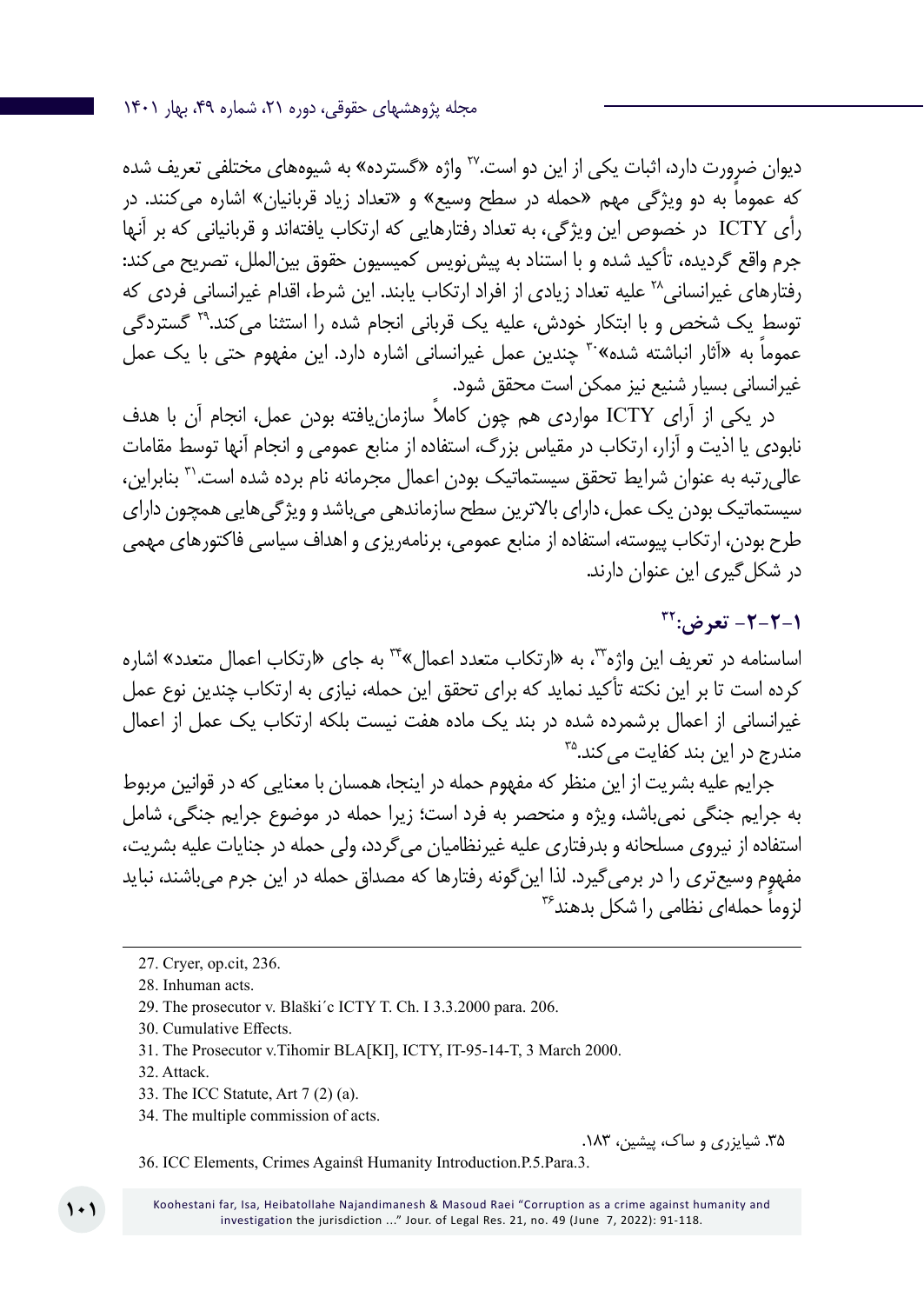دیوان ضرورت دارد، اثبات یکی از این دو است.[27] واژه «گسترده» به شیوه‌های مختلفی تعریف شده که عموماً به دو ویژگی مهم «حمله در سطح وسیع» و «تعداد زیاد قربانیان» اشاره می‌کنند. در رأی ICTY در خصوص این ویژگی، به تعداد رفتارهایی که ارتکاب یافته‌اند و قربانیانی که بر آنها جرم واقع گردیده، تأکید شده و با استناد به پیش‌نویس کمیسیون حقوق بین‌الملل، تصریح می‌کند: رفتارهای غیرانسانی[28] علیه تعداد زیادی از افراد ارتکاب یابند. این شرط، اقدام غیرانسانی فردی که توسط یک شخص و با ابتکار خودش، علیه یک قربانی انجام شده را استثنا می‌کند.[29] گستردگی عموماً به «آثار انباشته شده»[30] چندین عمل غیرانسانی اشاره دارد. این مفهوم حتی با یک عمل غیرانسانی بسیار شنیع نیز ممکن است محقق شود.

در یکی از آرای ICTY مواردی هم چون کاملاً سازمان‌یافته بودن عمل، انجام آن با هدف نابودی یا اذیت و آزار، ارتکاب در مقیاس بزرگ، استفاده از منابع عمومی و انجام آنها توسط مقامات عالی‌رتبه به عنوان شرایط تحقق سیستماتیک بودن اعمال مجرمانه نام برده شده است.[31] بنابراین، سیستماتیک بودن یک عمل، دارای بالاترین سطح سازماندهی می‌باشد و ویژگی‌هایی همچون دارای طرح بودن، ارتکاب پیوسته، استفاده از منابع عمومی، برنامه‌ریزی و اهداف سیاسی فاکتورهای مهمی در شکل‌گیری این عنوان دارند.

### ۱-۲-۲- تعرض:[32]

اساسنامه در تعریف این واژه[33]، به «ارتکاب متعدد اعمال»[34] به جای «ارتکاب اعمال متعدد» اشاره کرده است تا بر این نکته تأکید نماید که برای تحقق این حمله، نیازی به ارتکاب چندین نوع عمل غیرانسانی از اعمال برشمرده شده در بند یک ماده هفت نیست بلکه ارتکاب یک عمل از اعمال مندرج در این بند کفایت می‌کند.[35]

جرایم علیه بشریت از این منظر که مفهوم حمله در اینجا، همسان با معنایی که در قوانین مربوط به جرایم جنگی نمی‌باشد، ویژه و منحصر به فرد است؛ زیرا حمله در موضوع جرایم جنگی، شامل استفاده از نیروی مسلحانه و بدرفتاری علیه غیرنظامیان می‌گردد، ولی حمله در جنایات علیه بشریت، مفهوم وسیع‌تری را در برمی‌گیرد. لذا این‌گونه رفتارها که مصداق حمله در این جرم می‌باشند، نباید لزوماً حمله‌ای نظامی را شکل بدهند[36]

---

27. Cryer, op.cit, 236.
28. Inhuman acts.
29. The prosecutor v. Blaški´c ICTY T. Ch. I 3.3.2000 para. 206.
30. Cumulative Effects.
31. The Prosecutor v.Tihomir BLA[KI], ICTY, IT-95-14-T, 3 March 2000.
32. Attack.
33. The ICC Statute, Art 7 (2) (a).
34. The multiple commission of acts.
35. شبایزری و ساک، پیشین، ۱۸۳.
36. ICC Elements, Crimes Against Humanity Introduction.P.5.Para.3.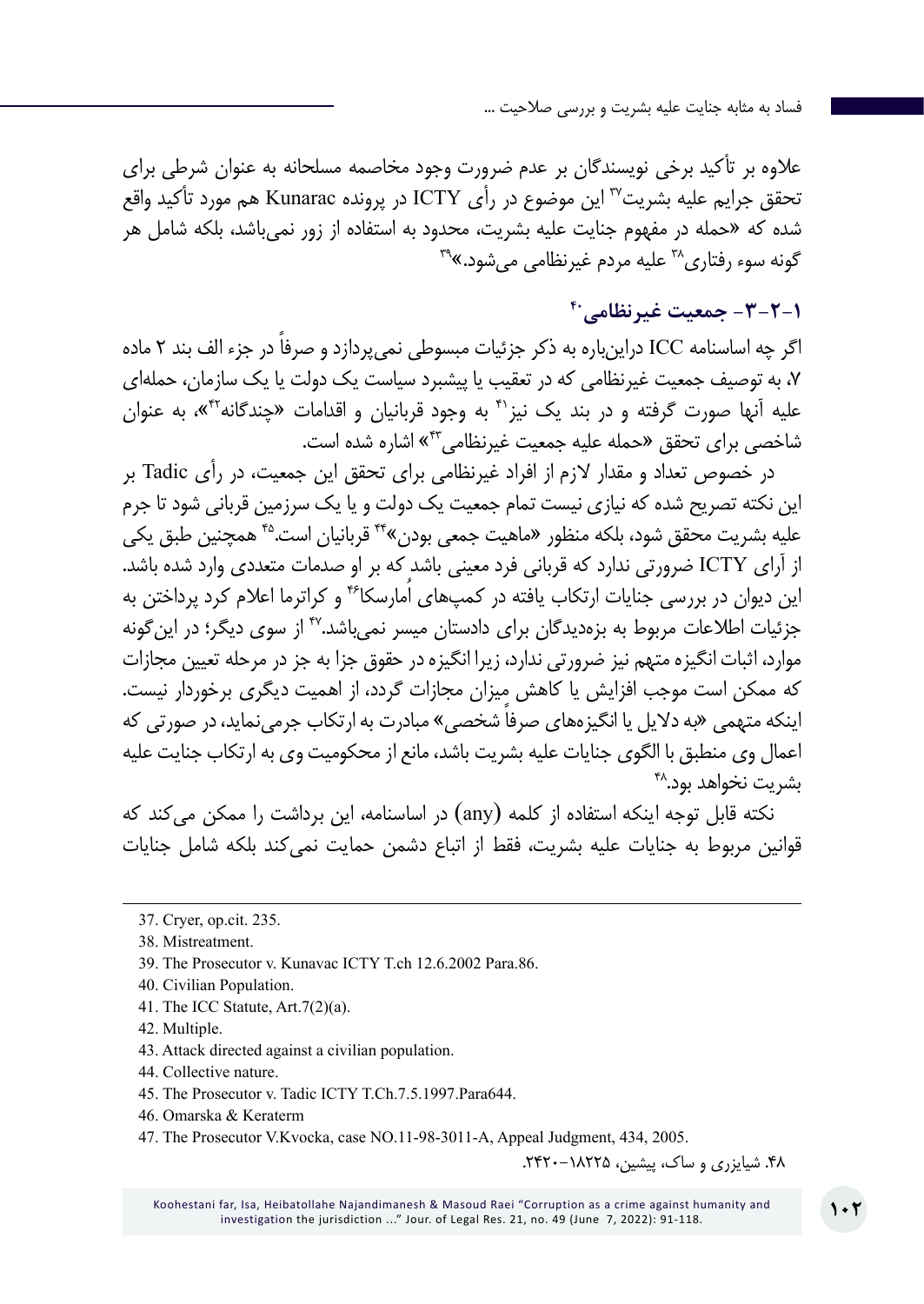علاوه بر تأکید برخی نویسندگان بر عدم ضرورت وجود مخاصمه مسلحانه به عنوان شرطی برای تحقق جرایم علیه بشریت[۳۷] این موضوع در رأی ICTY در پرونده Kunarac هم مورد تأکید واقع شده که «حمله در مفهوم جنایت علیه بشریت، محدود به استفاده از زور نمی‌باشد، بلکه شامل هر گونه سوء رفتاری[۳۸] علیه مردم غیرنظامی می‌شود.»[۳۹]

### ۱-۲-۳- جمعیت غیرنظامی[۴۰]

اگر چه اساسنامه ICC دراین‌باره به ذکر جزئیات مبسوطی نمی‌پردازد و صرفاً در جزء الف بند ۲ ماده ۷، به توصیف جمعیت غیرنظامی که در تعقیب یا پیشبرد سیاست یک دولت یا یک سازمان، حمله‌ای علیه آنها صورت گرفته و در بند یک نیز[۴۱] به وجود قربانیان و اقدامات «چندگانه[۴۲]»، به عنوان شاخصی برای تحقق «حمله علیه جمعیت غیرنظامی[۴۳]» اشاره شده است.

در خصوص تعداد و مقدار لازم از افراد غیرنظامی برای تحقق این جمعیت، در رأی Tadic بر این نکته تصریح شده که نیازی نیست تمام جمعیت یک دولت و یا یک سرزمین قربانی شود تا جرم علیه بشریت محقق شود، بلکه منظور «ماهیت جمعی بودن»[۴۴] قربانیان است.[۴۵] همچنین طبق یکی از آرای ICTY ضرورتی ندارد که قربانی فرد معینی باشد که بر او صدمات متعددی وارد شده باشد. این دیوان در بررسی جنایات ارتکاب یافته در کمپ‌های اُمارسکا[۴۶] و کراترما اعلام کرد پرداختن به جزئیات اطلاعات مربوط به بزه‌دیدگان برای دادستان میسر نمی‌باشد.[۴۷] از سوی دیگر؛ در این‌گونه موارد، اثبات انگیزه متهم نیز ضرورتی ندارد، زیرا انگیزه در حقوق جزا به جز در مرحله تعیین مجازات که ممکن است موجب افزایش یا کاهش میزان مجازات گردد، از اهمیت دیگری برخوردار نیست. اینکه متهمی «به دلایل یا انگیزه‌های صرفاً شخصی» مبادرت به ارتکاب جرمی‌نماید، در صورتی که اعمال وی منطبق با الگوی جنایات علیه بشریت باشد، مانع از محکومیت وی به ارتکاب جنایت علیه بشریت نخواهد بود.[۴۸]

نکته قابل توجه اینکه استفاده از کلمه (any) در اساسنامه، این برداشت را ممکن می‌کند که قوانین مربوط به جنایات علیه بشریت، فقط از اتباع دشمن حمایت نمی‌کند بلکه شامل جنایات

---

37. Cryer, op.cit. 235.
38. Mistreatment.
39. The Prosecutor v. Kunavac ICTY T.ch 12.6.2002 Para.86.
40. Civilian Population.
41. The ICC Statute, Art.7(2)(a).
42. Multiple.
43. Attack directed against a civilian population.
44. Collective nature.
45. The Prosecutor v. Tadic ICTY T.Ch.7.5.1997.Para644.
46. Omarska & Keraterm
47. The Prosecutor V.Kvocka, case NO.11-98-3011-A, Appeal Judgment, 434, 2005.

۴۸. شیایزری و ساک، پیشین، ۱۸۲۲۵–۲۴۲۰.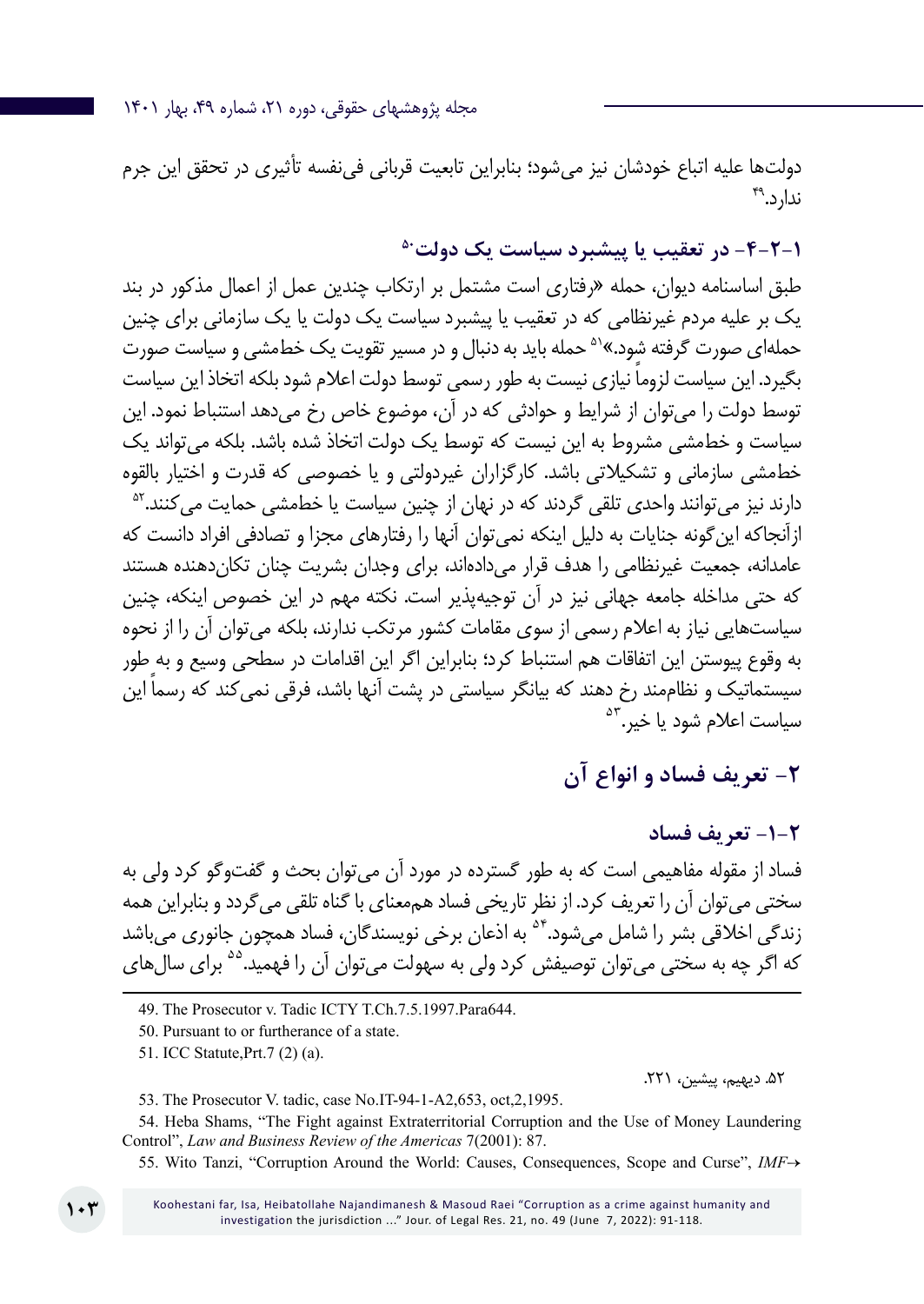دولت‌ها علیه اتباع خودشان نیز می‌شود؛ بنابراین تابعیت قربانی فی‌نفسه تأثیری در تحقق این جرم ندارد.[49]

### ۱-۲-۴- در تعقیب یا پیشبرد سیاست یک دولت[50]

طبق اساسنامه دیوان، حمله «رفتاری است مشتمل بر ارتکاب چندین عمل از اعمال مذکور در بند یک بر علیه مردم غیرنظامی که در تعقیب یا پیشبرد سیاست یک دولت یا یک سازمانی برای چنین حمله‌ای صورت گرفته شود.»[51] حمله باید به دنبال و در مسیر تقویت یک خط‌مشی و سیاست صورت بگیرد. این سیاست لزوماً نیازی نیست به طور رسمی توسط دولت اعلام شود بلکه اتخاذ این سیاست توسط دولت را می‌توان از شرایط و حوادثی که در آن، موضوع خاص رخ می‌دهد استنباط نمود. این سیاست و خط‌مشی مشروط به این نیست که توسط یک دولت اتخاذ شده باشد. بلکه می‌تواند یک خط‌مشی سازمانی و تشکیلاتی باشد. کارگزاران غیردولتی و یا خصوصی که قدرت و اختیار بالقوه دارند نیز می‌توانند واحدی تلقی گردند که در نهان از چنین سیاست یا خط‌مشی حمایت می‌کنند.[52] ازآنجاکه این‌گونه جنایات به دلیل اینکه نمی‌توان آنها را رفتارهای مجزا و تصادفی افراد دانست که عامدانه، جمعیت غیرنظامی را هدف قرار می‌داده‌اند، برای وجدان بشریت چنان تکان‌دهنده هستند که حتی مداخله جامعه جهانی نیز در آن توجیه‌پذیر است. نکته مهم در این خصوص اینکه، چنین سیاست‌هایی نیاز به اعلام رسمی از سوی مقامات کشور مرتکب ندارند، بلکه می‌توان آن را از نحوه به وقوع پیوستن این اتفاقات هم استنباط کرد؛ بنابراین اگر این اقدامات در سطحی وسیع و به طور سیستماتیک و نظام‌مند رخ دهند که بیانگر سیاستی در پشت آنها باشد، فرقی نمی‌کند که رسماً این سیاست اعلام شود یا خیر.[53]

## ۲- تعریف فساد و انواع آن

### ۲-۱- تعریف فساد

فساد از مقوله مفاهیمی است که به طور گسترده در مورد آن می‌توان بحث و گفت‌وگو کرد ولی به سختی می‌توان آن را تعریف کرد. از نظر تاریخی فساد هم‌معنای با گناه تلقی می‌گردد و بنابراین همه زندگی اخلاقی بشر را شامل می‌شود.[54] به اذعان برخی نویسندگان، فساد همچون جانوری می‌باشد که اگر چه به سختی می‌توان توصیفش کرد ولی به سهولت می‌توان آن را فهمید.[55] برای سال‌های

---

49. The Prosecutor v. Tadic ICTY T.Ch.7.5.1997.Para644.

50. Pursuant to or furtherance of a state.

51. ICC Statute,Prt.7 (2) (a).

۵۲. دیهیم، پیشین، ۲۲۱.

53. The Prosecutor V. tadic, case No.IT-94-1-A2,653, oct,2,1995.

54. Heba Shams, "The Fight against Extraterritorial Corruption and the Use of Money Laundering Control", *Law and Business Review of the Americas* 7(2001): 87.

55. Wito Tanzi, "Corruption Around the World: Causes, Consequences, Scope and Curse", *IMF*→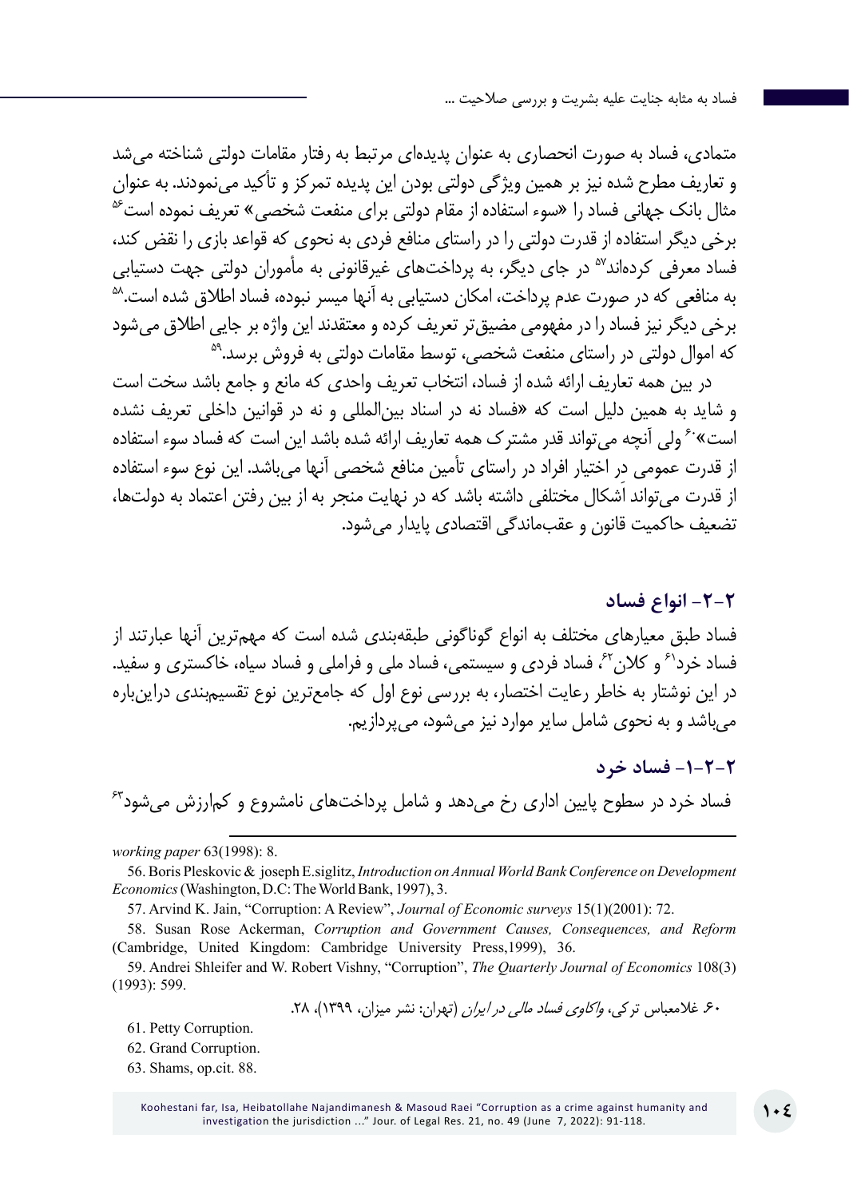متمادی، فساد به صورت انحصاری به عنوان پدیده‌ای مرتبط به رفتار مقامات دولتی شناخته می‌شد و تعاریف مطرح شده نیز بر همین ویژگی دولتی بودن این پدیده تمرکز و تأکید می‌نمودند. به عنوان مثال بانک جهانی فساد را «سوء استفاده از مقام دولتی برای منفعت شخصی» تعریف نموده است[۵۶] برخی دیگر استفاده از قدرت دولتی را در راستای منافع فردی به نحوی که قواعد بازی را نقض کند، فساد معرفی کرده‌اند[۵۷] در جای دیگر، به پرداخت‌های غیرقانونی به مأموران دولتی جهت دستیابی به منافعی که در صورت عدم پرداخت، امکان دستیابی به آنها میسر نبوده، فساد اطلاق شده است.[۵۸] برخی دیگر نیز فساد را در مفهومی مضیق‌تر تعریف کرده و معتقدند این واژه بر جایی اطلاق می‌شود که اموال دولتی در راستای منفعت شخصی، توسط مقامات دولتی به فروش برسد.[۵۹]

در بین همه تعاریف ارائه شده از فساد، انتخاب تعریف واحدی که مانع و جامع باشد سخت است و شاید به همین دلیل است که «فساد نه در اسناد بین‌المللی و نه در قوانین داخلی تعریف نشده است»[۶۰] ولی آنچه می‌تواند قدر مشترک همه تعاریف ارائه شده باشد این است که فساد سوء استفاده از قدرت عمومی در اختیار افراد در راستای تأمین منافع شخصی آنها می‌باشد. این نوع سوء استفاده از قدرت می‌تواند اَشکال مختلفی داشته باشد که در نهایت منجر به از بین رفتن اعتماد به دولت‌ها، تضعیف حاکمیت قانون و عقب‌ماندگی اقتصادی پایدار می‌شود.

## ۲-۲- انواع فساد

فساد طبق معیارهای مختلف به انواع گوناگونی طبقه‌بندی شده است که مهم‌ترین آنها عبارتند از فساد خرد[۶۱] و کلان[۶۲]، فساد فردی و سیستمی، فساد ملی و فراملی و فساد سیاه، خاکستری و سفید. در این نوشتار به خاطر رعایت اختصار، به بررسی نوع اول که جامع‌ترین نوع تقسیم‌بندی دراین‌باره می‌باشد و به نحوی شامل سایر موارد نیز می‌شود، می‌پردازیم.

### ۲-۲-۱- فساد خرد

فساد خرد در سطوح پایین اداری رخ می‌دهد و شامل پرداخت‌های نامشروع و کم‌ارزش می‌شود[۶۳]

---

*working paper* 63(1998): 8.

56. Boris Pleskovic & joseph E.siglitz, *Introduction on Annual World Bank Conference on Development Economics* (Washington, D.C: The World Bank, 1997), 3.

57. Arvind K. Jain, "Corruption: A Review", *Journal of Economic surveys* 15(1)(2001): 72.

58. Susan Rose Ackerman, *Corruption and Government Causes, Consequences, and Reform* (Cambridge, United Kingdom: Cambridge University Press,1999), 36.

59. Andrei Shleifer and W. Robert Vishny, "Corruption", *The Quarterly Journal of Economics* 108(3) (1993): 599.

۶۰. غلامعباس ترکی، *واکاوی فساد مالی در ایران* (تهران: نشر میزان، ۱۳۹۹)، ۲۸.

61. Petty Corruption.

62. Grand Corruption.

63. Shams, op.cit. 88.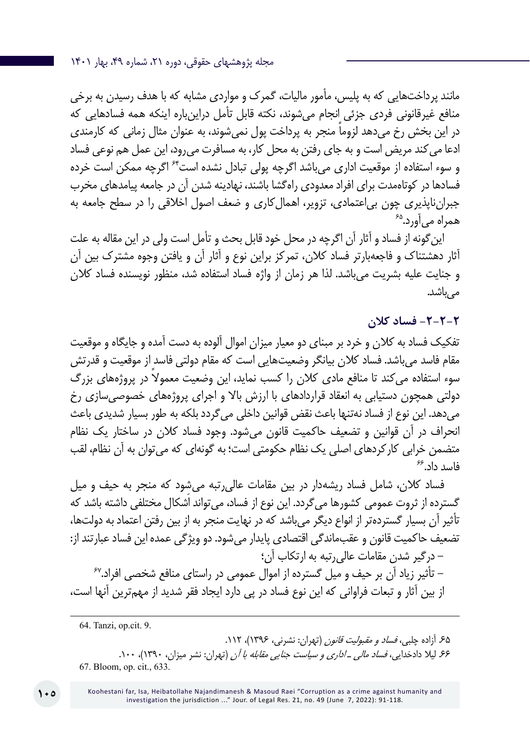مانند پرداخت‌هایی که به پلیس، مأمور مالیات، گمرک و مواردی مشابه که با هدف رسیدن به برخی منافع غیرقانونی فردی جزئی انجام می‌شوند، نکته قابل تأمل دراین‌باره اینکه همه فسادهایی که در این بخش رخ می‌دهد لزوماً منجر به پرداخت پول نمی‌شوند، به عنوان مثال زمانی که کارمندی ادعا می‌کند مریض است و به جای رفتن به محل کار، به مسافرت می‌رود، این عمل هم نوعی فساد و سوء استفاده از موقعیت اداری می‌باشد اگرچه پولی تبادل نشده است[64] اگرچه ممکن است خرده فسادها در کوتاه‌مدت برای افراد معدودی راه‌گشا باشند، نهادینه شدن آن در جامعه پیامدهای مخرب جبران‌ناپذیری چون بی‌اعتمادی، تزویر، اهمال‌کاری و ضعف اصول اخلاقی را در سطح جامعه به همراه می‌آورد.[65]

این‌گونه از فساد و آثار آن اگرچه در محل خود قابل بحث و تأمل است ولی در این مقاله به علت آثار دهشتناک و فاجعه‌بارتر فساد کلان، تمرکز براین نوع و آثار آن و یافتن وجوه مشترک بین آن و جنایت علیه بشریت می‌باشد. لذا هر زمان از واژه فساد استفاده شد، منظور نویسنده فساد کلان می‌باشد.

### ۲-۲-۲- فساد کلان

تفکیک فساد به کلان و خرد بر مبنای دو معیار میزان اموال آلوده به دست آمده و جایگاه و موقعیت مقام فاسد می‌باشد. فساد کلان بیانگر وضعیت‌هایی است که مقام دولتی فاسد از موقعیت و قدرتش سوء استفاده می‌کند تا منافع مادی کلان را کسب نماید، این وضعیت معمولاً در پروژه‌های بزرگ دولتی همچون دستیابی به انعقاد قراردادهای با ارزش بالا و اجرای پروژه‌های خصوصی‌سازی رخ می‌دهد. این نوع از فساد نه‌تنها باعث نقض قوانین داخلی می‌گردد بلکه به طور بسیار شدیدی باعث انحراف در آن قوانین و تضعیف حاکمیت قانون می‌شود. وجود فساد کلان در ساختار یک نظام متضمن خرابی کارکردهای اصلی یک نظام حکومتی است؛ به گونه‌ای که می‌توان به آن نظام، لقب فاسد داد.[66]

فساد کلان، شامل فساد ریشه‌دار در بین مقامات عالی‌رتبه می‌شود که منجر به حیف و میل گسترده از ثروت عمومی کشورها می‌گردد. این نوع از فساد، می‌تواند اَشکال مختلفی داشته باشد که تأثیر آن بسیار گسترده‌تر از انواع دیگر می‌باشد که در نهایت منجر به از بین رفتن اعتماد به دولت‌ها، تضعیف حاکمیت قانون و عقب‌ماندگی اقتصادی پایدار می‌شود. دو ویژگی عمده این فساد عبارتند از:

– درگیر شدن مقامات عالی‌رتبه به ارتکاب آن؛

– تأثیر زیاد آن بر حیف و میل گسترده از اموال عمومی در راستای منافع شخصی افراد.[67]

از بین آثار و تبعات فراوانی که این نوع فساد در پی دارد ایجاد فقر شدید از مهم‌ترین آنها است،

---

64. Tanzi, op.cit. 9.

۶۵. آزاده چلبی، *فساد و مقبولیت قانون* (تهران: نشرنی، ۱۳۹۶)، ۱۱۲.

۶۶. لیلا دادخدایی، *فساد مالی ـ اداری و سیاست جنایی مقابله با آن* (تهران: نشر میزان، ۱۳۹۰)، ۱۰۰.

67. Bloom, op. cit., 633.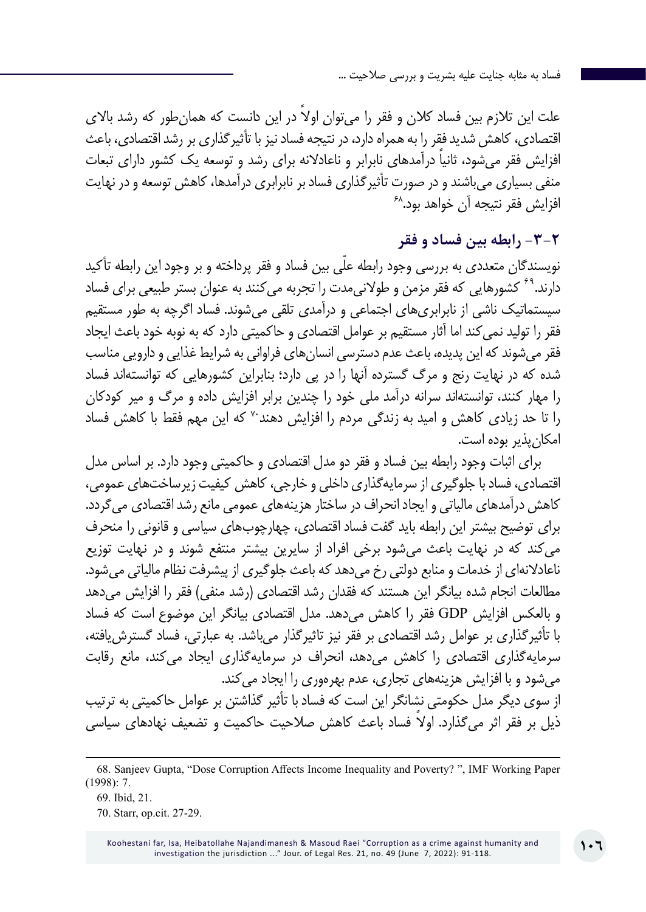علت این تلازم بین فساد کلان و فقر را می‌توان اولاً در این دانست که همان‌طور که رشد بالای اقتصادی، کاهش شدید فقر را به همراه دارد، در نتیجه فساد نیز با تأثیرگذاری بر رشد اقتصادی، باعث افزایش فقر می‌شود، ثانیاً درآمدهای نابرابر و ناعادلانه برای رشد و توسعه یک کشور دارای تبعات منفی بسیاری می‌باشند و در صورت تأثیرگذاری فساد بر نابرابری درآمدها، کاهش توسعه و در نهایت افزایش فقر نتیجه آن خواهد بود.[۶۸]

### ۲-۳- رابطه بین فساد و فقر

نویسندگان متعددی به بررسی وجود رابطه علّی بین فساد و فقر پرداخته و بر وجود این رابطه تأکید دارند.[۶۹] کشورهایی که فقر مزمن و طولانی‌مدت را تجربه می‌کنند به عنوان بستر طبیعی برای فساد سیستماتیک ناشی از نابرابری‌های اجتماعی و درآمدی تلقی می‌شوند. فساد اگرچه به طور مستقیم فقر را تولید نمی‌کند اما آثار مستقیم بر عوامل اقتصادی و حاکمیتی دارد که به نوبه خود باعث ایجاد فقر می‌شوند که این پدیده، باعث عدم دسترسی انسان‌های فراوانی به شرایط غذایی و دارویی مناسب شده که در نهایت رنج و مرگ گسترده آنها را در پی دارد؛ بنابراین کشورهایی که توانسته‌اند فساد را مهار کنند، توانسته‌اند سرانه درآمد ملی خود را چندین برابر افزایش داده و مرگ و میر کودکان را تا حد زیادی کاهش و امید به زندگی مردم را افزایش دهند[۷۰] که این مهم فقط با کاهش فساد امکان‌پذیر بوده است.

برای اثبات وجود رابطه بین فساد و فقر دو مدل اقتصادی و حاکمیتی وجود دارد. بر اساس مدل اقتصادی، فساد با جلوگیری از سرمایه‌گذاری داخلی و خارجی، کاهش کیفیت زیرساخت‌های عمومی، کاهش درآمدهای مالیاتی و ایجاد انحراف در ساختار هزینه‌های عمومی مانع رشد اقتصادی می‌گردد. برای توضیح بیشتر این رابطه باید گفت فساد اقتصادی، چهارچوب‌های سیاسی و قانونی را منحرف می‌کند که در نهایت باعث می‌شود برخی افراد از سایرین بیشتر منتفع شوند و در نهایت توزیع ناعادلانه‌ای از خدمات و منابع دولتی رخ می‌دهد که باعث جلوگیری از پیشرفت نظام مالیاتی می‌شود. مطالعات انجام شده بیانگر این هستند که فقدان رشد اقتصادی (رشد منفی) فقر را افزایش می‌دهد و بالعکس افزایش GDP فقر را کاهش می‌دهد. مدل اقتصادی بیانگر این موضوع است که فساد با تأثیرگذاری بر عوامل رشد اقتصادی بر فقر نیز تاثیرگذار می‌باشد. به عبارتی، فساد گسترش‌یافته، سرمایه‌گذاری اقتصادی را کاهش می‌دهد، انحراف در سرمایه‌گذاری ایجاد می‌کند، مانع رقابت می‌شود و با افزایش هزینه‌های تجاری، عدم بهره‌وری را ایجاد می‌کند.

از سوی دیگر مدل حکومتی نشانگر این است که فساد با تأثیر گذاشتن بر عوامل حاکمیتی به ترتیب ذیل بر فقر اثر می‌گذارد. اولاً فساد باعث کاهش صلاحیت حاکمیت و تضعیف نهادهای سیاسی

---

68. Sanjeev Gupta, "Dose Corruption Affects Income Inequality and Poverty? ", IMF Working Paper (1998): 7.

69. Ibid, 21.

70. Starr, op.cit. 27-29.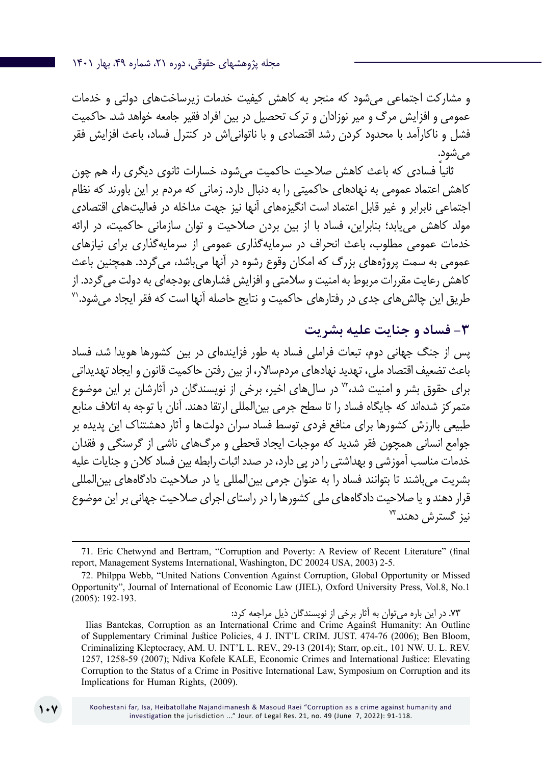و مشارکت اجتماعی می‌شود که منجر به کاهش کیفیت خدمات زیرساخت‌های دولتی و خدمات عمومی و افزایش مرگ و میر نوزادان و ترک تحصیل در بین افراد فقیر جامعه خواهد شد. حاکمیت فشل و ناکارآمد با محدود کردن رشد اقتصادی و با ناتوانی‌اش در کنترل فساد، باعث افزایش فقر می‌شود.

ثانیاً فسادی که باعث کاهش صلاحیت حاکمیت می‌شود، خسارات ثانوی دیگری را، هم چون کاهش اعتماد عمومی به نهادهای حاکمیتی را به دنبال دارد. زمانی که مردم بر این باورند که نظام اجتماعی نابرابر و غیر قابل اعتماد است انگیزه‌های آنها نیز جهت مداخله در فعالیت‌های اقتصادی مولد کاهش می‌یابد؛ بنابراین، فساد با از بین بردن صلاحیت و توان سازمانی حاکمیت، در ارائه خدمات عمومی مطلوب، باعث انحراف در سرمایه‌گذاری عمومی از سرمایه‌گذاری برای نیازهای عمومی به سمت پروژه‌های بزرگ که امکان وقوع رشوه در آنها می‌باشد، می‌گردد. همچنین باعث کاهش رعایت مقررات مربوط به امنیت و سلامتی و افزایش فشارهای بودجه‌ای به دولت می‌گردد. از طریق این چالش‌های جدی در رفتارهای حاکمیت و نتایج حاصله آنها است که فقر ایجاد می‌شود.[71]

## ۳- فساد و جنایت علیه بشریت

پس از جنگ جهانی دوم، تبعات فراملی فساد به طور فزاینده‌ای در بین کشورها هویدا شد، فساد باعث تضعیف اقتصاد ملی، تهدید نهادهای مردم‌سالار، از بین رفتن حاکمیت قانون و ایجاد تهدیداتی برای حقوق بشر و امنیت شد،[72] در سال‌های اخیر، برخی از نویسندگان در آثارشان بر این موضوع متمرکز شده‌اند که جایگاه فساد را تا سطح جرمی بین‌المللی ارتقا دهند. آنان با توجه به اتلاف منابع طبیعی باارزش کشورها برای منافع فردی توسط فساد سران دولت‌ها و آثار دهشتناک این پدیده بر جوامع انسانی همچون فقر شدید که موجبات ایجاد قحطی و مرگ‌های ناشی از گرسنگی و فقدان خدمات مناسب آموزشی و بهداشتی را در پی دارد، در صدد اثبات رابطه بین فساد کلان و جنایات علیه بشریت می‌باشند تا بتوانند فساد را به عنوان جرمی بین‌المللی یا در صلاحیت دادگاه‌های بین‌المللی قرار دهند و یا صلاحیت دادگاه‌های ملی کشورها را در راستای اجرای صلاحیت جهانی بر این موضوع نیز گسترش دهند.[73]

---

71. Eric Chetwynd and Bertram, “Corruption and Poverty: A Review of Recent Literature” (final report, Management Systems International, Washington, DC 20024 USA, 2003) 2-5.

72. Philppa Webb, “United Nations Convention Against Corruption, Global Opportunity or Missed Opportunity”, Journal of International of Economic Law (JIEL), Oxford University Press, Vol.8, No.1 (2005): 192-193.

۷۳. در این باره می‌توان به آثار برخی از نویسندگان ذیل مراجعه کرد:
Ilias Bantekas, Corruption as an International Crime and Crime Against Humanity: An Outline of Supplementary Criminal Justice Policies, 4 J. INT’L CRIM. JUST. 474-76 (2006); Ben Bloom, Criminalizing Kleptocracy, AM. U. INT’L L. REV., 29-13 (2014); Starr, op.cit., 101 NW. U. L. REV. 1257, 1258-59 (2007); Ndiva Kofele KALE, Economic Crimes and International Justice: Elevating Corruption to the Status of a Crime in Positive International Law, Symposium on Corruption and its Implications for Human Rights, (2009).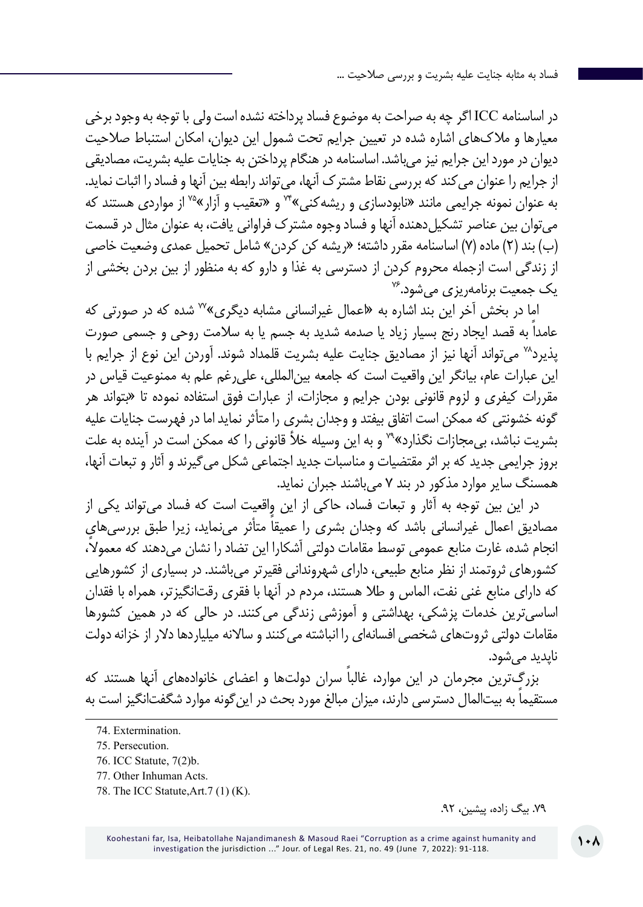در اساسنامه ICC اگر چه به صراحت به موضوع فساد پرداخته نشده است ولی با توجه به وجود برخی معیارها و ملاک‌های اشاره شده در تعیین جرایم تحت شمول این دیوان، امکان استنباط صلاحیت دیوان در مورد این جرایم نیز می‌باشد. اساسنامه در هنگام پرداختن به جنایات علیه بشریت، مصادیقی از جرایم را عنوان می‌کند که بررسی نقاط مشترک آنها، می‌تواند رابطه بین آنها و فساد را اثبات نماید. به عنوان نمونه جرایمی مانند «نابودسازی و ریشه‌کنی»[۷۴] و «تعقیب و آزار»[۷۵] از مواردی هستند که می‌توان بین عناصر تشکیل‌دهنده آنها و فساد وجوه مشترک فراوانی یافت، به عنوان مثال در قسمت (ب) بند (۲) ماده (۷) اساسنامه مقرر داشته؛ «ریشه کن کردن» شامل تحمیل عمدی وضعیت خاصی از زندگی است ازجمله محروم کردن از دسترسی به غذا و دارو که به منظور از بین بردن بخشی از یک جمعیت برنامه‌ریزی می‌شود.[۷۶]

اما در بخش آخر این بند اشاره به «اعمال غیرانسانی مشابه دیگری»[۷۷] شده که در صورتی که عامداً به قصد ایجاد رنج بسیار زیاد یا صدمه شدید به جسم یا به سلامت روحی و جسمی صورت پذیرد[۷۸] می‌تواند آنها نیز از مصادیق جنایت علیه بشریت قلمداد شوند. آوردن این نوع از جرایم با این عبارات عام، بیانگر این واقعیت است که جامعه بین‌المللی، علی‌رغم علم به ممنوعیت قیاس در مقررات کیفری و لزوم قانونی بودن جرایم و مجازات، از عبارات فوق استفاده نموده تا «بتواند هر گونه خشونتی که ممکن است اتفاق بیفتد و وجدان بشری را متأثر نماید اما در فهرست جنایات علیه بشریت نباشد، بی‌مجازات نگذارد»[۷۹] و به این وسیله خلأ قانونی را که ممکن است در آینده به علت بروز جرایمی جدید که بر اثر مقتضیات و مناسبات جدید اجتماعی شکل می‌گیرند و آثار و تبعات آنها، همسنگ سایر موارد مذکور در بند ۷ می‌باشند جبران نماید.

در این بین توجه به آثار و تبعات فساد، حاکی از این واقعیت است که فساد می‌تواند یکی از مصادیق اعمال غیرانسانی باشد که وجدان بشری را عمیقاً متأثر می‌نماید، زیرا طبق بررسی‌های انجام شده، غارت منابع عمومی توسط مقامات دولتی آشکارا این تضاد را نشان می‌دهند که معمولاً، کشورهای ثروتمند از نظر منابع طبیعی، دارای شهروندانی فقیرتر می‌باشند. در بسیاری از کشورهایی که دارای منابع غنی نفت، الماس و طلا هستند، مردم در آنها با فقری رقت‌انگیزتر، همراه با فقدان اساسی‌ترین خدمات پزشکی، بهداشتی و آموزشی زندگی می‌کنند. در حالی که در همین کشورها مقامات دولتی ثروت‌های شخصی افسانه‌ای را انباشته می‌کنند و سالانه میلیاردها دلار از خزانه دولت ناپدید می‌شود.

بزرگ‌ترین مجرمان در این موارد، غالباً سران دولت‌ها و اعضای خانواده‌های آنها هستند که مستقیماً به بیت‌المال دسترسی دارند، میزان مبالغ مورد بحث در این‌گونه موارد شگفت‌انگیز است به

---

74. Extermination.
75. Persecution.
76. ICC Statute, 7(2)b.
77. Other Inhuman Acts.
78. The ICC Statute,Art.7 (1) (K).

۷۹. بیگ زاده، پیشین، ۹۲.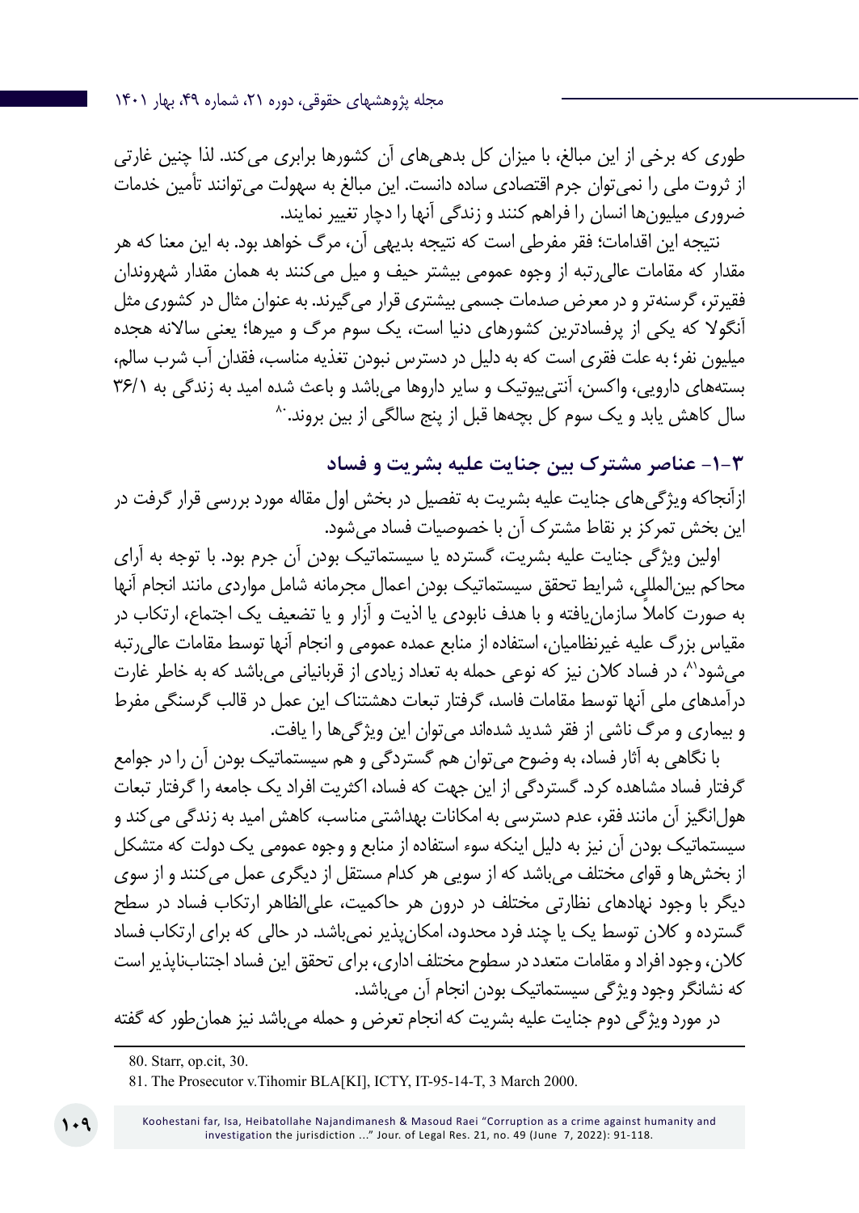طوری که برخی از این مبالغ، با میزان کل بدهی‌های آن کشورها برابری می‌کند. لذا چنین غارتی از ثروت ملی را نمی‌توان جرم اقتصادی ساده دانست. این مبالغ به سهولت می‌توانند تأمین خدمات ضروری میلیون‌ها انسان را فراهم کنند و زندگی آنها را دچار تغییر نمایند.

نتیجه این اقدامات؛ فقر مفرطی است که نتیجه بدیهی آن، مرگ خواهد بود. به این معنا که هر مقدار که مقامات عالی‌رتبه از وجوه عمومی بیشتر حیف و میل می‌کنند به همان مقدار شهروندان فقیرتر، گرسنه‌تر و در معرض صدمات جسمی بیشتری قرار می‌گیرند. به عنوان مثال در کشوری مثل آنگولا که یکی از پرفسادترین کشورهای دنیا است، یک سوم مرگ و میرها؛ یعنی سالانه هجده میلیون نفر؛ به علت فقری است که به دلیل در دسترس نبودن تغذیه مناسب، فقدان آب شرب سالم، بسته‌های دارویی، واکسن، آنتی‌بیوتیک و سایر داروها می‌باشد و باعث شده امید به زندگی به ۳۶/۱ سال کاهش یابد و یک سوم کل بچه‌ها قبل از پنج سالگی از بین بروند.[۸۰]

### ۳-۱- عناصر مشترک بین جنایت علیه بشریت و فساد

ازآنجاکه ویژگی‌های جنایت علیه بشریت به تفصیل در بخش اول مقاله مورد بررسی قرار گرفت در این بخش تمرکز بر نقاط مشترک آن با خصوصیات فساد می‌شود.

اولین ویژگی جنایت علیه بشریت، گسترده یا سیستماتیک بودن آن جرم بود. با توجه به آرای محاکم بین‌المللی، شرایط تحقق سیستماتیک بودن اعمال مجرمانه شامل مواردی مانند انجام آنها به صورت کاملاً سازمان‌یافته و با هدف نابودی یا اذیت و آزار و یا تضعیف یک اجتماع، ارتکاب در مقیاس بزرگ علیه غیرنظامیان، استفاده از منابع عمده عمومی و انجام آنها توسط مقامات عالی‌رتبه می‌شود[۸۱]، در فساد کلان نیز که نوعی حمله به تعداد زیادی از قربانیانی می‌باشد که به خاطر غارت درآمدهای ملی آنها توسط مقامات فاسد، گرفتار تبعات دهشتناک این عمل در قالب گرسنگی مفرط و بیماری و مرگ ناشی از فقر شدید شده‌اند می‌توان این ویژگی‌ها را یافت.

با نگاهی به آثار فساد، به وضوح می‌توان هم گستردگی و هم سیستماتیک بودن آن را در جوامع گرفتار فساد مشاهده کرد. گستردگی از این جهت که فساد، اکثریت افراد یک جامعه را گرفتار تبعات هول‌انگیز آن مانند فقر، عدم دسترسی به امکانات بهداشتی مناسب، کاهش امید به زندگی می‌کند و سیستماتیک بودن آن نیز به دلیل اینکه سوء استفاده از منابع و وجوه عمومی یک دولت که متشکل از بخش‌ها و قوای مختلف می‌باشد که از سویی هر کدام مستقل از دیگری عمل می‌کنند و از سوی دیگر با وجود نهادهای نظارتی مختلف در درون هر حاکمیت، علی‌الظاهر ارتکاب فساد در سطح گسترده و کلان توسط یک یا چند فرد محدود، امکان‌پذیر نمی‌باشد. در حالی که برای ارتکاب فساد کلان، وجود افراد و مقامات متعدد در سطوح مختلف اداری، برای تحقق این فساد اجتناب‌ناپذیر است که نشانگر وجود ویژگی سیستماتیک بودن انجام آن می‌باشد.

در مورد ویژگی دوم جنایت علیه بشریت که انجام تعرض و حمله می‌باشد نیز همان‌طور که گفته

---

80. Starr, op.cit, 30.

81. The Prosecutor v.Tihomir BLA[KI], ICTY, IT-95-14-T, 3 March 2000.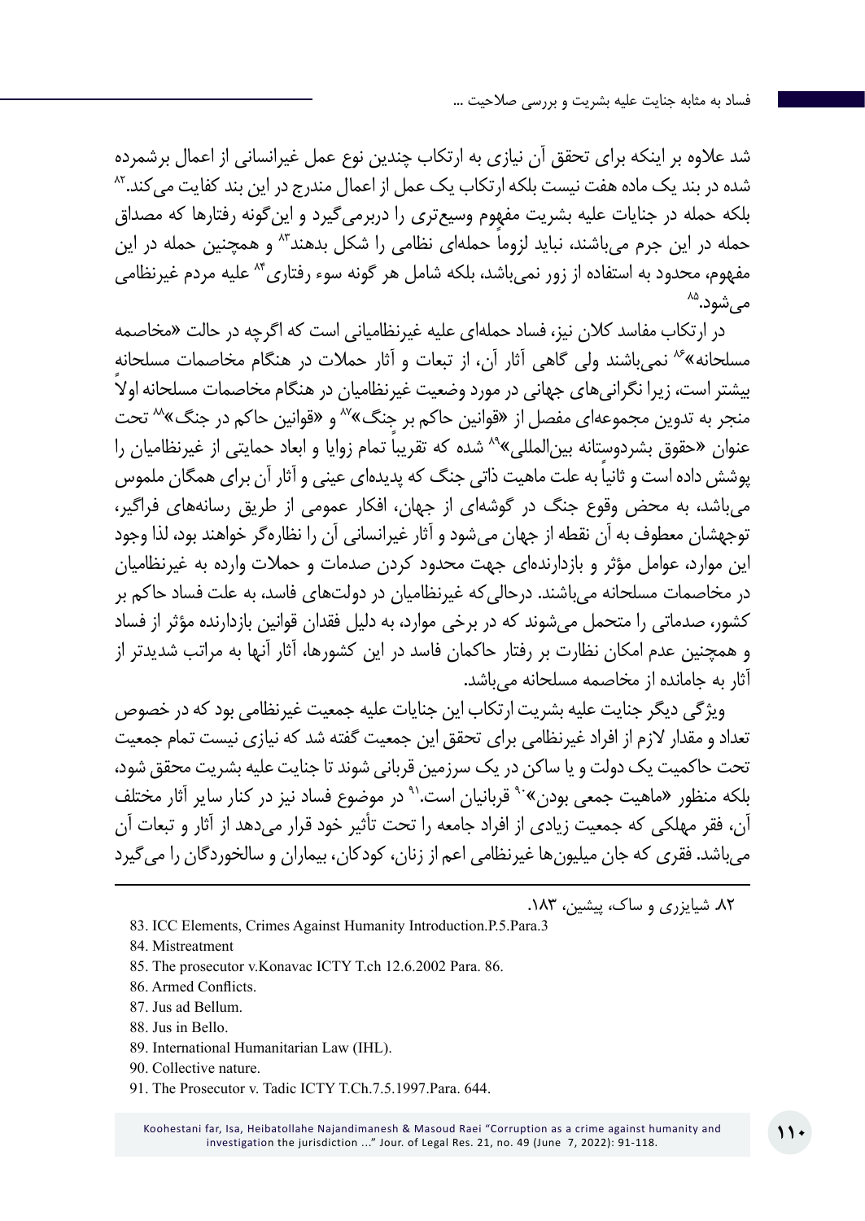شد علاوه بر اینکه برای تحقق آن نیازی به ارتکاب چندین نوع عمل غیرانسانی از اعمال برشمرده شده در بند یک ماده هفت نیست بلکه ارتکاب یک عمل از اعمال مندرج در این بند کفایت می‌کند.[۸۲] بلکه حمله در جنایات علیه بشریت مفهوم وسیع‌تری را دربرمی‌گیرد و این‌گونه رفتارها که مصداق حمله در این جرم می‌باشند، نباید لزوماً حمله‌ای نظامی را شکل بدهند[۸۳] و همچنین حمله در این مفهوم، محدود به استفاده از زور نمی‌باشد، بلکه شامل هر گونه سوء رفتاری[۸۴] علیه مردم غیرنظامی می‌شود.[۸۵]

در ارتکاب مفاسد کلان نیز، فساد حمله‌ای علیه غیرنظامیانی است که اگرچه در حالت «مخاصمه مسلحانه»[۸۶] نمی‌باشند ولی گاهی آثار آن، از تبعات و آثار حملات در هنگام مخاصمات مسلحانه بیشتر است، زیرا نگرانی‌های جهانی در مورد وضعیت غیرنظامیان در هنگام مخاصمات مسلحانه اولاً منجر به تدوین مجموعه‌ای مفصل از «قوانین حاکم بر جنگ»[۸۷] و «قوانین حاکم در جنگ»[۸۸] تحت عنوان «حقوق بشردوستانه بین‌المللی»[۸۹] شده که تقریباً تمام زوایا و ابعاد حمایتی از غیرنظامیان را پوشش داده است و ثانیاً به علت ماهیت ذاتی جنگ که پدیده‌ای عینی و آثار آن برای همگان ملموس می‌باشد، به محض وقوع جنگ در گوشه‌ای از جهان، افکار عمومی از طریق رسانه‌های فراگیر، توجهشان معطوف به آن نقطه از جهان می‌شود و آثار غیرانسانی آن را نظاره‌گر خواهند بود، لذا وجود این موارد، عوامل مؤثر و بازدارنده‌ای جهت محدود کردن صدمات و حملات وارده به غیرنظامیان در مخاصمات مسلحانه می‌باشند. درحالی‌که غیرنظامیان در دولت‌های فاسد، به علت فساد حاکم بر کشور، صدماتی را متحمل می‌شوند که در برخی موارد، به دلیل فقدان قوانین بازدارنده مؤثر از فساد و همچنین عدم امکان نظارت بر رفتار حاکمان فاسد در این کشورها، آثار آنها به مراتب شدیدتر از آثار به جامانده از مخاصمه مسلحانه می‌باشد.

ویژگی دیگر جنایت علیه بشریت ارتکاب این جنایات علیه جمعیت غیرنظامی بود که در خصوص تعداد و مقدار لازم از افراد غیرنظامی برای تحقق این جمعیت گفته شد که نیازی نیست تمام جمعیت تحت حاکمیت یک دولت و یا ساکن در یک سرزمین قربانی شوند تا جنایت علیه بشریت محقق شود، بلکه منظور «ماهیت جمعی بودن»[۹۰] قربانیان است.[۹۱] در موضوع فساد نیز در کنار سایر آثار مختلف آن، فقر مهلکی که جمعیت زیادی از افراد جامعه را تحت تأثیر خود قرار می‌دهد از آثار و تبعات آن می‌باشد. فقری که جان میلیون‌ها غیرنظامی اعم از زنان، کودکان، بیماران و سالخوردگان را می‌گیرد

---

۸۲. شایزری و ساک، پیشین، ۱۸۳.

83. ICC Elements, Crimes Against Humanity Introduction.P.5.Para.3

84. Mistreatment

85. The prosecutor v.Konavac ICTY T.ch 12.6.2002 Para. 86.

86. Armed Conflicts.

87. Jus ad Bellum.

88. Jus in Bello.

89. International Humanitarian Law (IHL).

90. Collective nature.

91. The Prosecutor v. Tadic ICTY T.Ch.7.5.1997.Para. 644.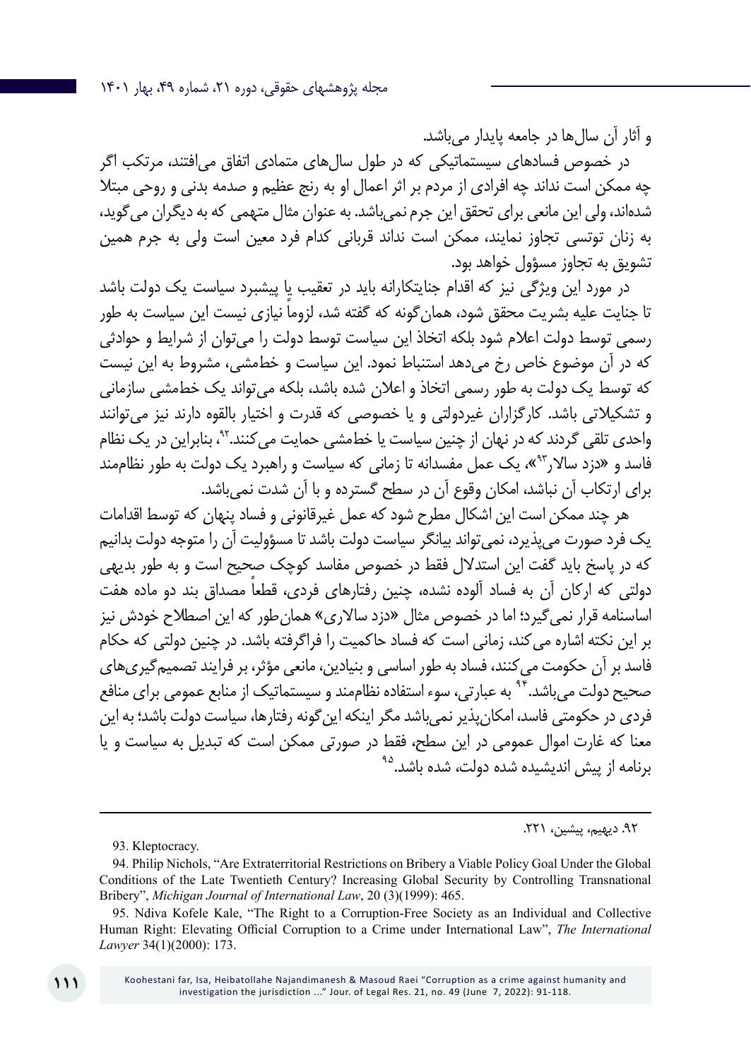و آثار آن سال‌ها در جامعه پایدار می‌باشد.

در خصوص فسادهای سیستماتیکی که در طول سال‌های متمادی اتفاق می‌افتند، مرتکب اگر چه ممکن است نداند چه افرادی از مردم بر اثر اعمال او به رنج عظیم و صدمه بدنی و روحی مبتلا شده‌اند، ولی این مانعی برای تحقق این جرم نمی‌باشد. به عنوان مثال متهمی که به دیگران می‌گوید، به زنان توتسی تجاوز نمایند، ممکن است نداند قربانی کدام فرد معین است ولی به جرم همین تشویق به تجاوز مسؤول خواهد بود.

در مورد این ویژگی نیز که اقدام جنایتکارانه باید در تعقیب یا پیشبرد سیاست یک دولت باشد تا جنایت علیه بشریت محقق شود، همان‌گونه که گفته شد، لزوماً نیازی نیست این سیاست به طور رسمی توسط دولت اعلام شود بلکه اتخاذ این سیاست توسط دولت را می‌توان از شرایط و حوادثی که در آن موضوع خاص رخ می‌دهد استنباط نمود. این سیاست و خط‌مشی، مشروط به این نیست که توسط یک دولت به طور رسمی اتخاذ و اعلان شده باشد، بلکه می‌تواند یک خط‌مشی سازمانی و تشکیلاتی باشد. کارگزاران غیردولتی و یا خصوصی که قدرت و اختیار بالقوه دارند نیز می‌توانند واحدی تلقی گردند که در نهان از چنین سیاست یا خط‌مشی حمایت می‌کنند.[92]، بنابراین در یک نظام فاسد و «دزد سالار[93]»، یک عمل مفسدانه تا زمانی که سیاست و راهبرد یک دولت به طور نظام‌مند برای ارتکاب آن نباشد، امکان وقوع آن در سطح گسترده و با آن شدت نمی‌باشد.

هر چند ممکن است این اشکال مطرح شود که عمل غیرقانونی و فساد پنهان که توسط اقدامات یک فرد صورت می‌پذیرد، نمی‌تواند بیانگر سیاست دولت باشد تا مسؤولیت آن را متوجه دولت بدانیم که در پاسخ باید گفت این استدلال فقط در خصوص مفاسد کوچک صحیح است و به طور بدیهی دولتی که ارکان آن به فساد آلوده نشده، چنین رفتارهای فردی، قطعاً مصداق بند دو ماده هفت اساسنامه قرار نمی‌گیرد؛ اما در خصوص مثال «دزد سالاری» همان‌طور که این اصطلاح خودش نیز بر این نکته اشاره می‌کند، زمانی است که فساد حاکمیت را فراگرفته باشد. در چنین دولتی که حکام فاسد بر آن حکومت می‌کنند، فساد به طور اساسی و بنیادین، مانعی مؤثر، بر فرایند تصمیم‌گیری‌های صحیح دولت می‌باشد.[94] به عبارتی، سوء استفاده نظام‌مند و سیستماتیک از منابع عمومی برای منافع فردی در حکومتی فاسد، امکان‌پذیر نمی‌باشد مگر اینکه این‌گونه رفتارها، سیاست دولت باشد؛ به این معنا که غارت اموال عمومی در این سطح، فقط در صورتی ممکن است که تبدیل به سیاست و یا برنامه از پیش اندیشیده شده دولت، شده باشد.[95]

---

۹۲. دیهیم، پیشین، ۲۲۱.

93. Kleptocracy.

94. Philip Nichols, "Are Extraterritorial Restrictions on Bribery a Viable Policy Goal Under the Global Conditions of the Late Twentieth Century? Increasing Global Security by Controlling Transnational Bribery", *Michigan Journal of International Law*, 20 (3)(1999): 465.

95. Ndiva Kofele Kale, "The Right to a Corruption-Free Society as an Individual and Collective Human Right: Elevating Official Corruption to a Crime under International Law", *The International Lawyer* 34(1)(2000): 173.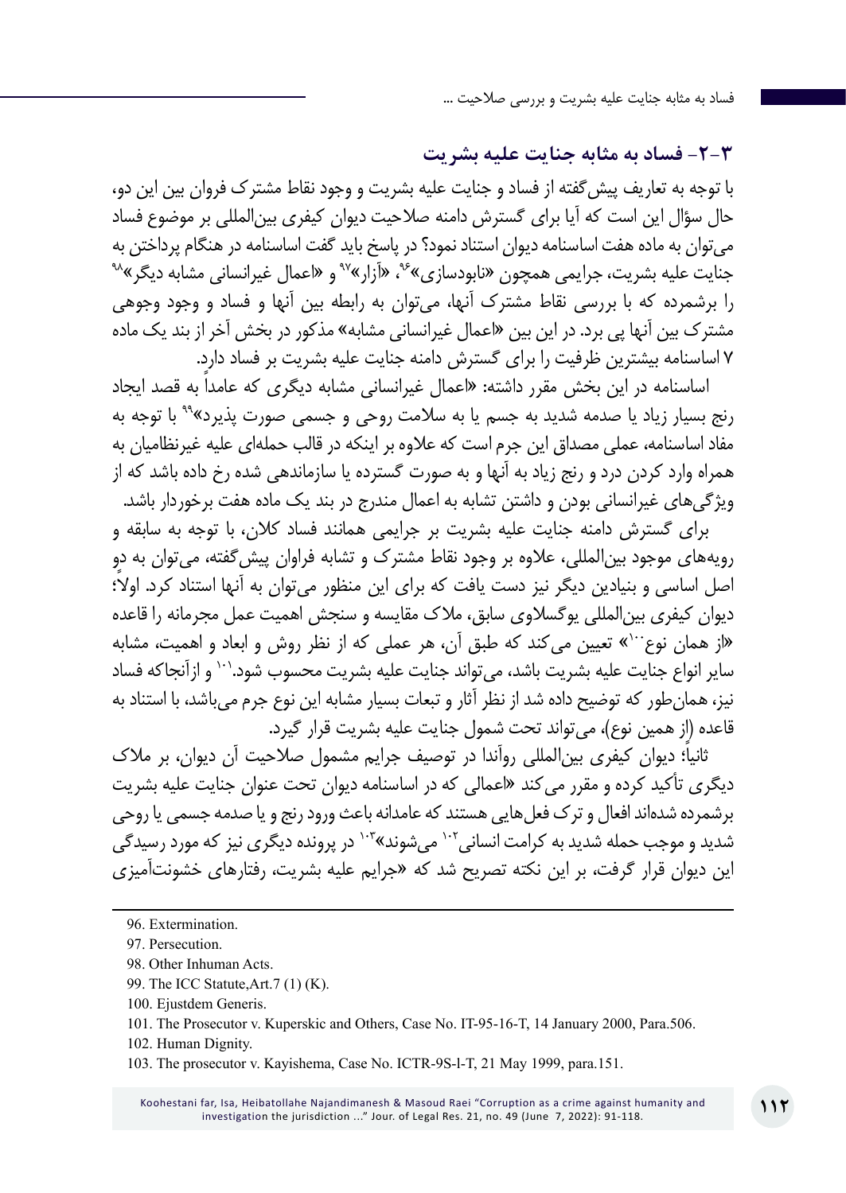### ۳-۲- فساد به مثابه جنایت علیه بشریت

با توجه به تعاریف پیش‌گفته از فساد و جنایت علیه بشریت و وجود نقاط مشترک فروان بین این دو، حال سؤال این است که آیا برای گسترش دامنه صلاحیت دیوان کیفری بین‌المللی بر موضوع فساد می‌توان به ماده هفت اساسنامه دیوان استناد نمود؟ در پاسخ باید گفت اساسنامه در هنگام پرداختن به جنایت علیه بشریت، جرایمی همچون «نابودسازی»[96]، «آزار»[97] و «اعمال غیرانسانی مشابه دیگر»[98] را برشمرده که با بررسی نقاط مشترک آنها، می‌توان به رابطه بین آنها و فساد و وجود وجوهی مشترک بین آنها پی برد. در این بین «اعمال غیرانسانی مشابه» مذکور در بخش آخر از بند یک ماده ۷ اساسنامه بیشترین ظرفیت را برای گسترش دامنه جنایت علیه بشریت بر فساد دارد.

اساسنامه در این بخش مقرر داشته: «اعمال غیرانسانی مشابه دیگری که عامداً به قصد ایجاد رنج بسیار زیاد یا صدمه شدید به جسم یا به سلامت روحی و جسمی صورت پذیرد»[99] با توجه به مفاد اساسنامه، عملی مصداق این جرم است که علاوه بر اینکه در قالب حمله‌ای علیه غیرنظامیان به همراه وارد کردن درد و رنج زیاد به آنها و به صورت گسترده یا سازماندهی شده رخ داده باشد که از ویژگی‌های غیرانسانی بودن و داشتن تشابه به اعمال مندرج در بند یک ماده هفت برخوردار باشد.

برای گسترش دامنه جنایت علیه بشریت بر جرایمی همانند فساد کلان، با توجه به سابقه و رویه‌های موجود بین‌المللی، علاوه بر وجود نقاط مشترک و تشابه فراوان پیش‌گفته، می‌توان به دو اصل اساسی و بنیادین دیگر نیز دست یافت که برای این منظور می‌توان به آنها استناد کرد. اولاً؛ دیوان کیفری بین‌المللی یوگسلاوی سابق، ملاک مقایسه و سنجش اهمیت عمل مجرمانه را قاعده «از همان نوع[100]» تعیین می‌کند که طبق آن، هر عملی که از نظر روش و ابعاد و اهمیت، مشابه سایر انواع جنایت علیه بشریت باشد، می‌تواند جنایت علیه بشریت محسوب شود.[101] و ازآنجاکه فساد نیز، همان‌طور که توضیح داده شد از نظر آثار و تبعات بسیار مشابه این نوع جرم می‌باشد، با استناد به قاعده (از همین نوع)، می‌تواند تحت شمول جنایت علیه بشریت قرار گیرد.

ثانیاً؛ دیوان کیفری بین‌المللی روآندا در توصیف جرایم مشمول صلاحیت آن دیوان، بر ملاک دیگری تأکید کرده و مقرر می‌کند «اعمالی که در اساسنامه دیوان تحت عنوان جنایت علیه بشریت برشمرده شده‌اند افعال و ترک فعل‌هایی هستند که عامدانه باعث ورود رنج و یا صدمه جسمی یا روحی شدید و موجب حمله شدید به کرامت انسانی[102] می‌شوند»[103] در پرونده دیگری نیز که مورد رسیدگی این دیوان قرار گرفت، بر این نکته تصریح شد که «جرایم علیه بشریت، رفتارهای خشونت‌آمیزی

---

96. Extermination.

97. Persecution.

98. Other Inhuman Acts.

99. The ICC Statute,Art.7 (1) (K).

100. Ejustdem Generis.

101. The Prosecutor v. Kuperskic and Others, Case No. IT-95-16-T, 14 January 2000, Para.506.

102. Human Dignity.

103. The prosecutor v. Kayishema, Case No. ICTR-9S-l-T, 21 May 1999, para.151.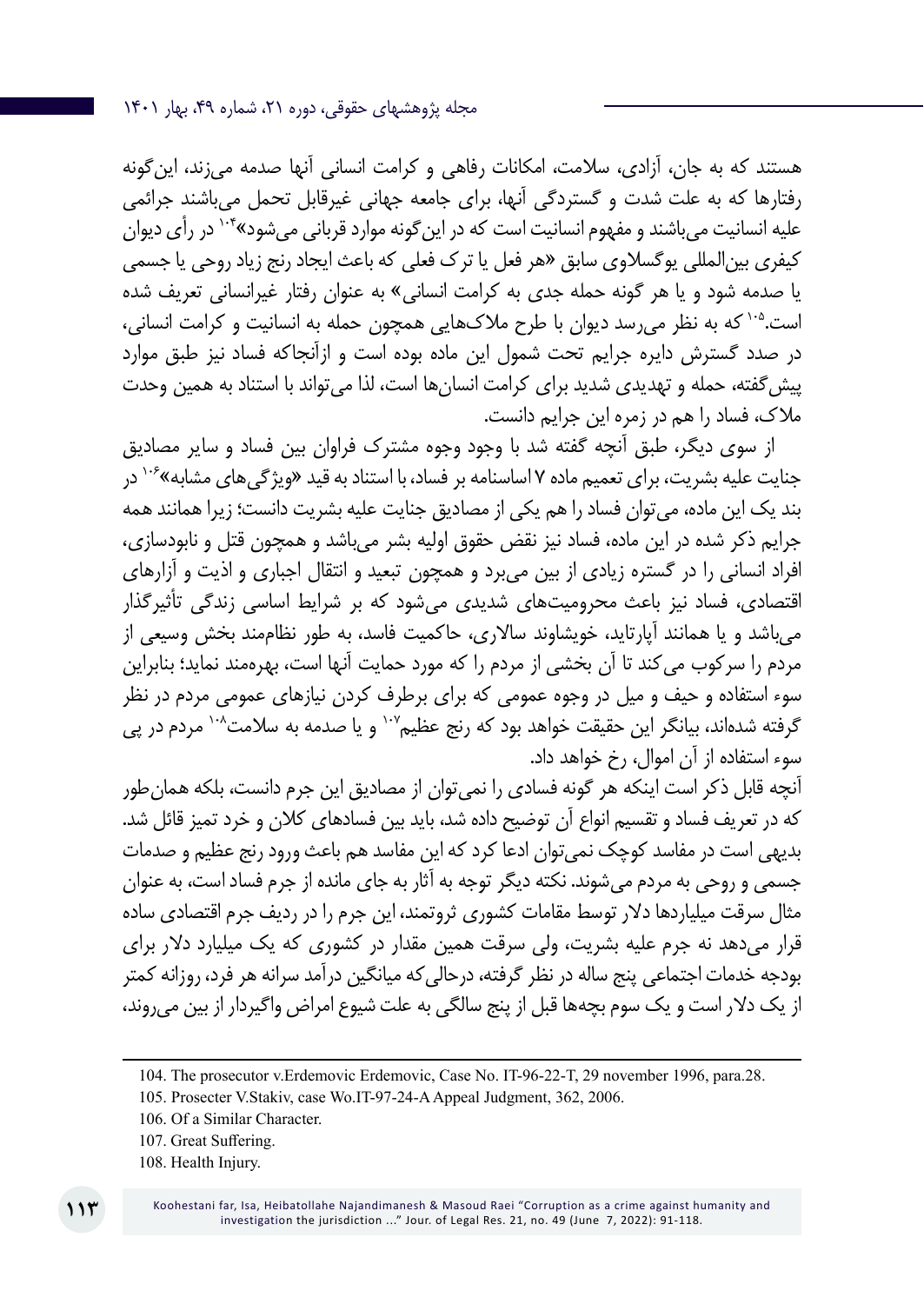هستند که به جان، آزادی، سلامت، امکانات رفاهی و کرامت انسانی آنها صدمه می‌زند، این‌گونه رفتارها که به علت شدت و گستردگی آنها، برای جامعه جهانی غیرقابل تحمل می‌باشند جرائمی علیه انسانیت می‌باشند و مفهوم انسانیت است که در این‌گونه موارد قربانی می‌شود»[104] در رأی دیوان کیفری بین‌المللی یوگسلاوی سابق «هر فعل یا ترک فعلی که باعث ایجاد رنج زیاد روحی یا جسمی یا صدمه شود و یا هر گونه حمله جدی به کرامت انسانی» به عنوان رفتار غیرانسانی تعریف شده است.[105] که به نظر می‌رسد دیوان با طرح ملاک‌هایی همچون حمله به انسانیت و کرامت انسانی، در صدد گسترش دایره جرایم تحت شمول این ماده بوده است و ازآنجاکه فساد نیز طبق موارد پیش‌گفته، حمله و تهدیدی شدید برای کرامت انسان‌ها است، لذا می‌تواند با استناد به همین وحدت ملاک، فساد را هم در زمره این جرایم دانست.

از سوی دیگر، طبق آنچه گفته شد با وجود وجوه مشترک فراوان بین فساد و سایر مصادیق جنایت علیه بشریت، برای تعمیم ماده ۷ اساسنامه بر فساد، با استناد به قید «ویژگی‌های مشابه»[106] در بند یک این ماده، می‌توان فساد را هم یکی از مصادیق جنایت علیه بشریت دانست؛ زیرا همانند همه جرایم ذکر شده در این ماده، فساد نیز نقض حقوق اولیه بشر می‌باشد و همچون قتل و نابودسازی، افراد انسانی را در گستره زیادی از بین می‌برد و همچون تبعید و انتقال اجباری و اذیت و آزارهای اقتصادی، فساد نیز باعث محرومیت‌های شدیدی می‌شود که بر شرایط اساسی زندگی تأثیرگذار می‌باشد و یا همانند آپارتاید، خویشاوند سالاری، حاکمیت فاسد، به طور نظام‌مند بخش وسیعی از مردم را سرکوب می‌کند تا آن بخشی از مردم را که مورد حمایت آنها است، بهره‌مند نماید؛ بنابراین سوء استفاده و حیف و میل در وجوه عمومی که برای برطرف کردن نیازهای عمومی مردم در نظر گرفته شده‌اند، بیانگر این حقیقت خواهد بود که رنج عظیم[107] و یا صدمه به سلامت[108] مردم در پی سوء استفاده از آن اموال، رخ خواهد داد.

آنچه قابل ذکر است اینکه هر گونه فسادی را نمی‌توان از مصادیق این جرم دانست، بلکه همان‌طور که در تعریف فساد و تقسیم انواع آن توضیح داده شد، باید بین فسادهای کلان و خرد تمیز قائل شد. بدیهی است در مفاسد کوچک نمی‌توان ادعا کرد که این مفاسد هم باعث ورود رنج عظیم و صدمات جسمی و روحی به مردم می‌شوند. نکته دیگر توجه به آثار به جای مانده از جرم فساد است، به عنوان مثال سرقت میلیاردها دلار توسط مقامات کشوری ثروتمند، این جرم را در ردیف جرم اقتصادی ساده قرار می‌دهد نه جرم علیه بشریت، ولی سرقت همین مقدار در کشوری که یک میلیارد دلار برای بودجه خدمات اجتماعی پنج ساله در نظر گرفته، درحالی‌که میانگین درآمد سرانه هر فرد، روزانه کمتر از یک دلار است و یک سوم بچه‌ها قبل از پنج سالگی به علت شیوع امراض واگیردار از بین می‌روند،

---

104. The prosecutor v.Erdemovic Erdemovic, Case No. IT-96-22-T, 29 november 1996, para.28.

105. Prosecter V.Stakiv, case Wo.IT-97-24-A Appeal Judgment, 362, 2006.

106. Of a Similar Character.

107. Great Suffering.

108. Health Injury.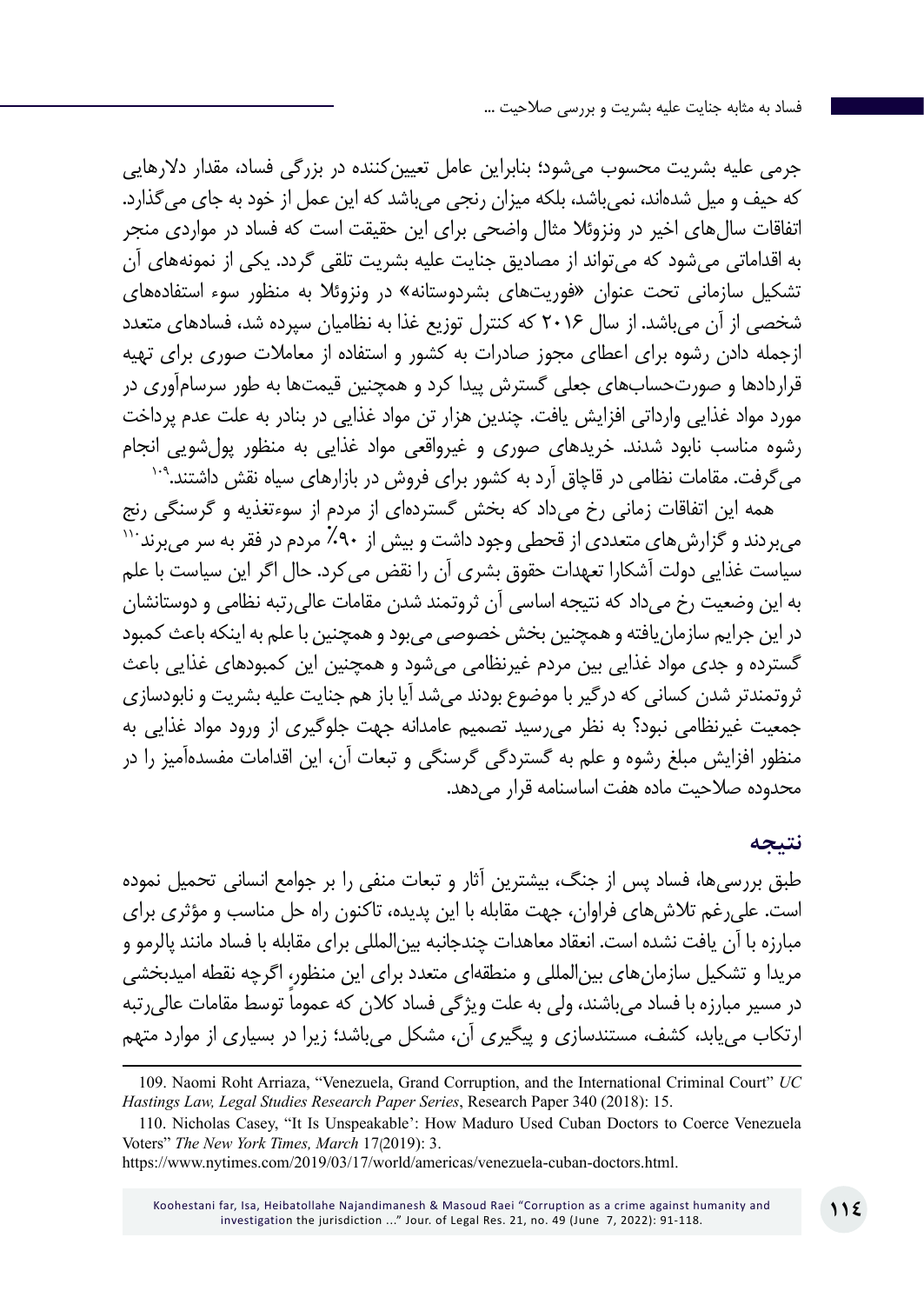جرمی علیه بشریت محسوب می‌شود؛ بنابراین عامل تعیین‌کننده در بزرگی فساد، مقدار دلارهایی که حیف و میل شده‌اند، نمی‌باشد، بلکه میزان رنجی می‌باشد که این عمل از خود به جای می‌گذارد. اتفاقات سال‌های اخیر در ونزوئلا مثال واضحی برای این حقیقت است که فساد در مواردی منجر به اقداماتی می‌شود که می‌تواند از مصادیق جنایت علیه بشریت تلقی گردد. یکی از نمونه‌های آن تشکیل سازمانی تحت عنوان «فوریت‌های بشردوستانه» در ونزوئلا به منظور سوء استفاده‌های شخصی از آن می‌باشد. از سال ۲۰۱۶ که کنترل توزیع غذا به نظامیان سپرده شد، فسادهای متعدد ازجمله دادن رشوه برای اعطای مجوز صادرات به کشور و استفاده از معاملات صوری برای تهیه قراردادها و صورت‌حساب‌های جعلی گسترش پیدا کرد و همچنین قیمت‌ها به طور سرسام‌آوری در مورد مواد غذایی وارداتی افزایش یافت. چندین هزار تن مواد غذایی در بنادر به علت عدم پرداخت رشوه مناسب نابود شدند. خریدهای صوری و غیرواقعی مواد غذایی به منظور پول‌شویی انجام می‌گرفت. مقامات نظامی در قاچاق آرد به کشور برای فروش در بازارهای سیاه نقش داشتند.[۱۰۹]

همه این اتفاقات زمانی رخ می‌داد که بخش گسترده‌ای از مردم از سوءتغذیه و گرسنگی رنج می‌بردند و گزارش‌های متعددی از قحطی وجود داشت و بیش از ۹۰٪ مردم در فقر به سر می‌بردند[۱۱۰] سیاست غذایی دولت آشکارا تعهدات حقوق بشری آن را نقض می‌کرد. حال اگر این سیاست با علم به این وضعیت رخ می‌داد که نتیجه اساسی آن ثروتمند شدن مقامات عالی‌رتبه نظامی و دوستانشان در این جرایم سازمان‌یافته و همچنین بخش خصوصی می‌بود و همچنین با علم به اینکه باعث کمبود گسترده و جدی مواد غذایی بین مردم غیرنظامی می‌شود و همچنین این کمبودهای غذایی باعث ثروتمندتر شدن کسانی که درگیر با موضوع بودند می‌شد آیا باز هم جنایت علیه بشریت و نابودسازی جمعیت غیرنظامی نبود؟ به نظر می‌رسید تصمیم عامدانه جهت جلوگیری از ورود مواد غذایی به منظور افزایش مبلغ رشوه و علم به گستردگی گرسنگی و تبعات آن، این اقدامات مفسده‌آمیز را در محدوده صلاحیت ماده هفت اساسنامه قرار می‌دهد.

## نتیجه

طبق بررسی‌ها، فساد پس از جنگ، بیشترین آثار و تبعات منفی را بر جوامع انسانی تحمیل نموده است. علی‌رغم تلاش‌های فراوان، جهت مقابله با این پدیده، تاکنون راه حل مناسب و مؤثری برای مبارزه با آن یافت نشده است. انعقاد معاهدات چندجانبه بین‌المللی برای مقابله با فساد مانند پالرمو و مریدا و تشکیل سازمان‌های بین‌المللی و منطقه‌ای متعدد برای این منظور، اگرچه نقطه امیدبخشی در مسیر مبارزه با فساد می‌باشند، ولی به علت ویژگی فساد کلان که عموماً توسط مقامات عالی‌رتبه ارتکاب می‌یابد، کشف، مستندسازی و پیگیری آن، مشکل می‌باشد؛ زیرا در بسیاری از موارد متهم

---

109. Naomi Roht Arriaza, “Venezuela, Grand Corruption, and the International Criminal Court” *UC Hastings Law, Legal Studies Research Paper Series*, Research Paper 340 (2018): 15.

110. Nicholas Casey, “It Is Unspeakable’: How Maduro Used Cuban Doctors to Coerce Venezuela Voters” *The New York Times, March* 17(2019): 3.
https://www.nytimes.com/2019/03/17/world/venezuela-cuban-doctors.html.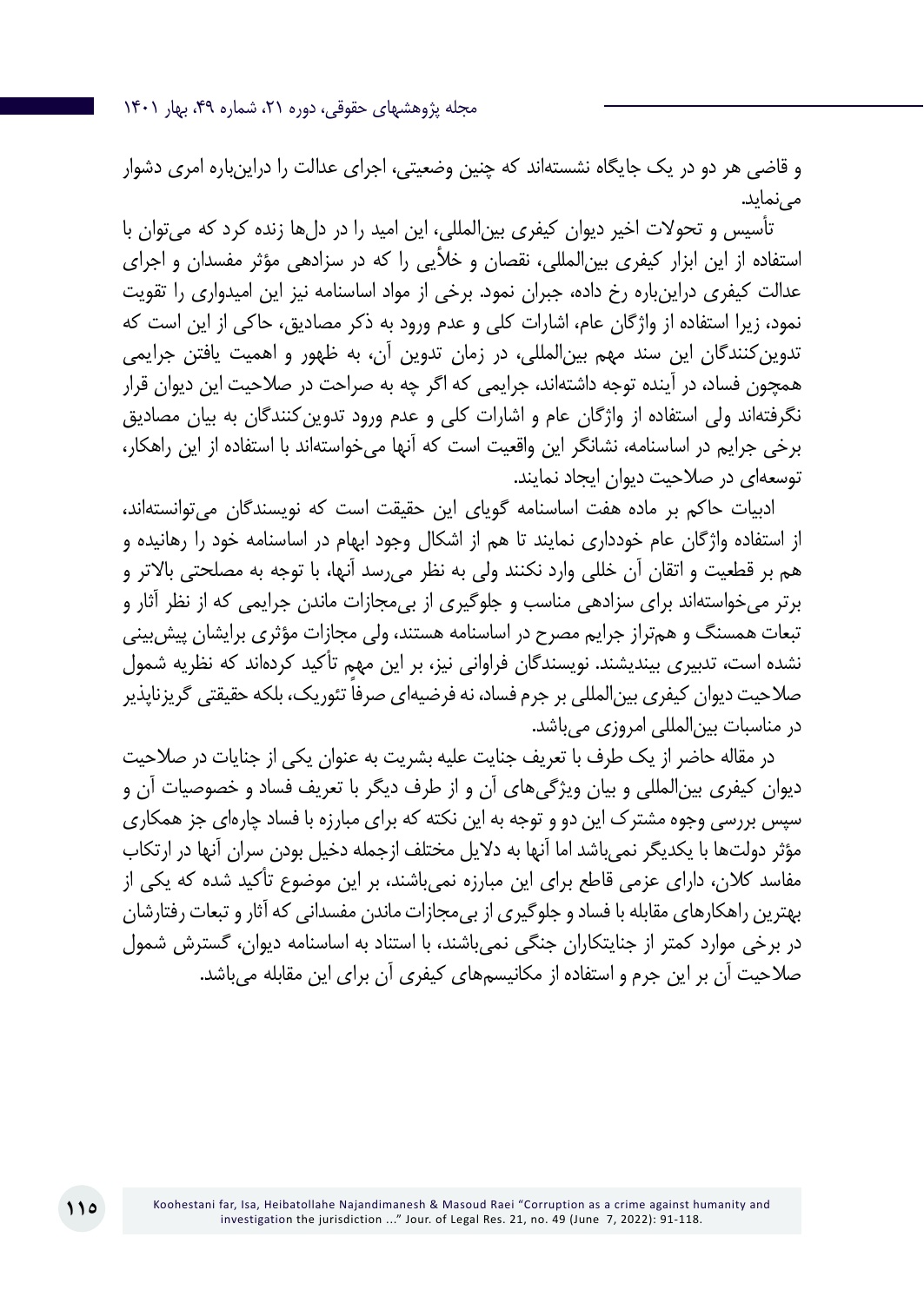و قاضی هر دو در یک جایگاه نشسته‌اند که چنین وضعیتی، اجرای عدالت را دراین‌باره امری دشوار می‌نماید.

تأسیس و تحولات اخیر دیوان کیفری بین‌المللی، این امید را در دل‌ها زنده کرد که می‌توان با استفاده از این ابزار کیفری بین‌المللی، نقصان و خلأیی را که در سزادهی مؤثر مفسدان و اجرای عدالت کیفری دراین‌باره رخ داده، جبران نمود. برخی از مواد اساسنامه نیز این امیدواری را تقویت نمود، زیرا استفاده از واژگان عام، اشارات کلی و عدم ورود به ذکر مصادیق، حاکی از این است که تدوین‌کنندگان این سند مهم بین‌المللی، در زمان تدوین آن، به ظهور و اهمیت یافتن جرایمی همچون فساد، در آینده توجه داشته‌اند، جرایمی که اگر چه به صراحت در صلاحیت این دیوان قرار نگرفته‌اند ولی استفاده از واژگان عام و اشارات کلی و عدم ورود تدوین‌کنندگان به بیان مصادیق برخی جرایم در اساسنامه، نشانگر این واقعیت است که آنها می‌خواسته‌اند با استفاده از این راهکار، توسعه‌ای در صلاحیت دیوان ایجاد نمایند.

ادبیات حاکم بر ماده هفت اساسنامه گویای این حقیقت است که نویسندگان می‌توانسته‌اند، از استفاده واژگان عام خودداری نمایند تا هم از اشکال وجود ابهام در اساسنامه خود را رهانیده و هم بر قطعیت و اتقان آن خللی وارد نکنند ولی به نظر می‌رسد آنها، با توجه به مصلحتی بالاتر و برتر می‌خواسته‌اند برای سزادهی مناسب و جلوگیری از بی‌مجازات ماندن جرایمی که از نظر آثار و تبعات همسنگ و هم‌تراز جرایم مصرح در اساسنامه هستند، ولی مجازات مؤثری برایشان پیش‌بینی نشده است، تدبیری بیندیشند. نویسندگان فراوانی نیز، بر این مهم تأکید کرده‌اند که نظریه شمول صلاحیت دیوان کیفری بین‌المللی بر جرم فساد، نه فرضیه‌ای صرفاً تئوریک، بلکه حقیقتی گریزناپذیر در مناسبات بین‌المللی امروزی می‌باشد.

در مقاله حاضر از یک طرف با تعریف جنایت علیه بشریت به عنوان یکی از جنایات در صلاحیت دیوان کیفری بین‌المللی و بیان ویژگی‌های آن و از طرف دیگر با تعریف فساد و خصوصیات آن و سپس بررسی وجوه مشترک این دو و توجه به این نکته که برای مبارزه با فساد چاره‌ای جز همکاری مؤثر دولت‌ها با یکدیگر نمی‌باشد اما آنها به دلایل مختلف ازجمله دخیل بودن سران آنها در ارتکاب مفاسد کلان، دارای عزمی قاطع برای این مبارزه نمی‌باشند، بر این موضوع تأکید شده که یکی از بهترین راهکارهای مقابله با فساد و جلوگیری از بی‌مجازات ماندن مفسدانی که آثار و تبعات رفتارشان در برخی موارد کمتر از جنایتکاران جنگی نمی‌باشد، با استناد به اساسنامه دیوان، گسترش شمول صلاحیت آن بر این جرم و استفاده از مکانیسم‌های کیفری آن برای این مقابله می‌باشد.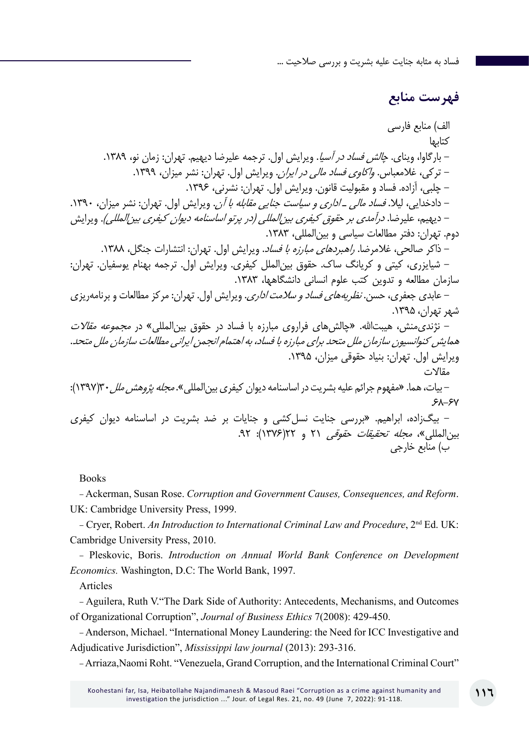## فهرست منابع

الف) منابع فارسی

کتابها

– بارگاوا، وینای. *چالش فساد در آسیا*. ویرایش اول. ترجمه علیرضا دیهیم. تهران: زمان نو، ۱۳۸۹.

– ترکی، غلامعباس. *واکاوی فساد مالی در ایران*. ویرایش اول. تهران: نشر میزان، ۱۳۹۹.

– چلبی، آزاده. فساد و مقبولیت قانون. ویرایش اول. تهران: نشرنی، ۱۳۹۶.

– دادخدایی، لیلا. *فساد مالی ـ اداری و سیاست جنایی مقابله با آن*. ویرایش اول. تهران: نشر میزان، ۱۳۹۰.

– دیهیم، علیرضا. *درآمدی بر حقوق کیفری بین‌المللی (در پرتو اساسنامه دیوان کیفری بین‌المللی)*. ویرایش دوم. تهران: دفتر مطالعات سیاسی و بین‌المللی، ۱۳۸۳.

– ذاکر صالحی، غلامرضا. *راهبردهای مبارزه با فساد*. ویرایش اول. تهران: انتشارات جنگل، ۱۳۸۸.

– شبایزری، کیتی و کریانگ ساک. حقوق بین‌الملل کیفری. ویرایش اول. ترجمه بهنام یوسفیان. تهران: سازمان مطالعه و تدوین کتب علوم انسانی دانشگاهها، ۱۳۸۳.

– عابدی جعفری، حسن. *نظریه‌های فساد و سلامت اداری*. ویرایش اول. تهران: مرکز مطالعات و برنامه‌ریزی شهر تهران، ۱۳۹۵.

– نژندی‌منش، هیبت‌الله. «چالش‌های فراروی مبارزه با فساد در حقوق بین‌المللی» در مجموعه *مقالات همایش کنوانسیون سازمان ملل متحد برای مبارزه با فساد، به اهتمام انجمن ایرانی مطالعات سازمان ملل متحد*. ویرایش اول. تهران: بنیاد حقوقی میزان، ۱۳۹۵.

مقالات

– بیات، هما. «مفهوم جرائم علیه بشریت در اساسنامه دیوان کیفری بین‌المللی». *مجله پژوهش ملل* ۳۰(۱۳۹۷): ۶۸-۶۷

– بیگ‌زاده، ابراهیم. «بررسی جنایت نسل‌کشی و جنایات بر ضد بشریت در اساسنامه دیوان کیفری بین‌المللی»، *مجله تحقیقات حقوقی* ۲۱ و ۲۲(۱۳۷۶): ۹۲.

ب) منابع خارجی

Books

– Ackerman, Susan Rose. *Corruption and Government Causes, Consequences, and Reform*. UK: Cambridge University Press, 1999.

– Cryer, Robert. *An Introduction to International Criminal Law and Procedure*, 2nd Ed. UK: Cambridge University Press, 2010.

– Pleskovic, Boris. *Introduction on Annual World Bank Conference on Development Economics.* Washington, D.C: The World Bank, 1997.

Articles

– Aguilera, Ruth V."The Dark Side of Authority: Antecedents, Mechanisms, and Outcomes of Organizational Corruption", *Journal of Business Ethics* 7(2008): 429-450.

– Anderson, Michael. "International Money Laundering: the Need for ICC Investigative and Adjudicative Jurisdiction", *Mississippi law journal* (2013): 293-316.

– Arriaza,Naomi Roht. "Venezuela, Grand Corruption, and the International Criminal Court"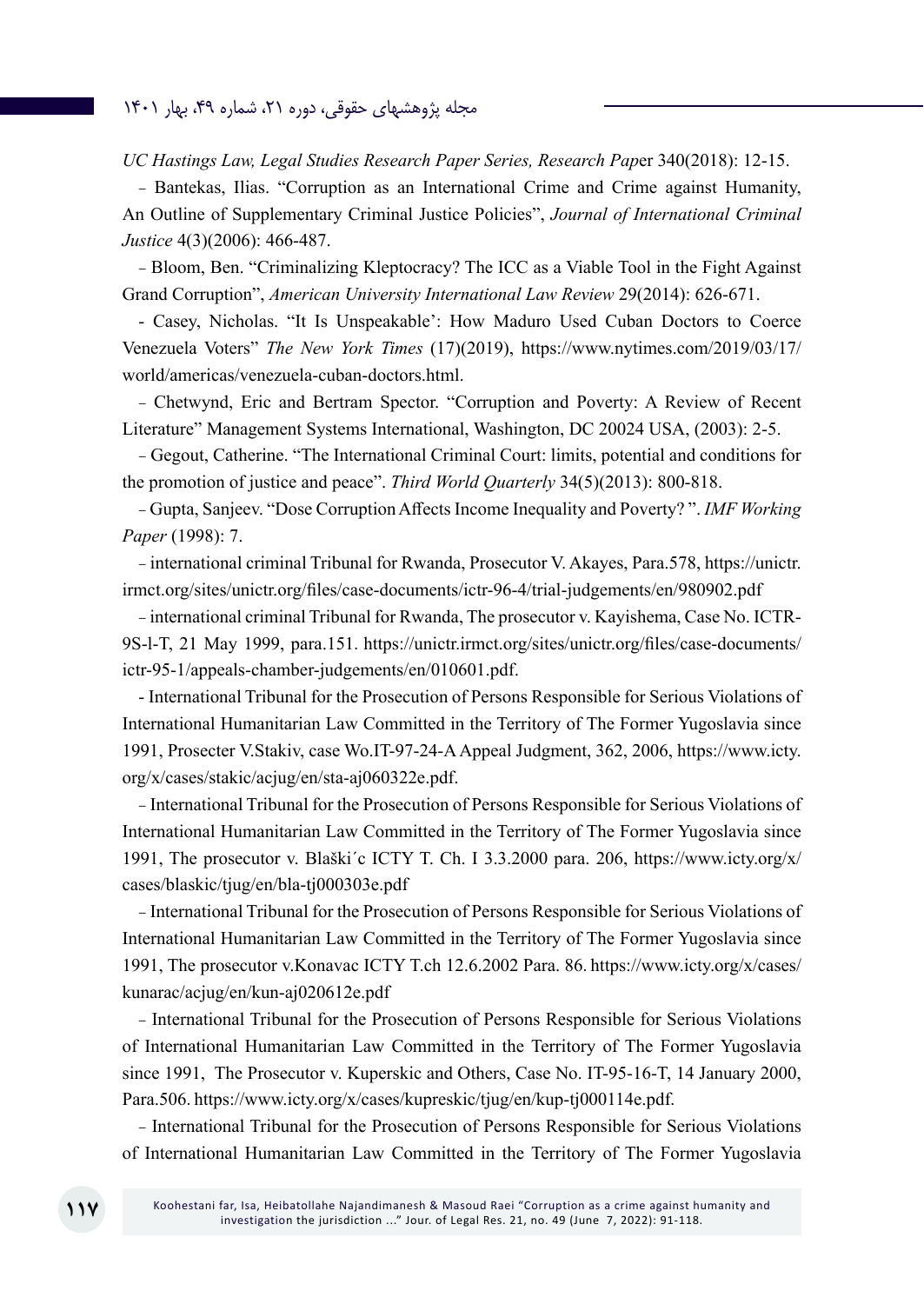*UC Hastings Law, Legal Studies Research Paper Series, Research Pap*er 340(2018): 12-15.

- Bantekas, Ilias. “Corruption as an International Crime and Crime against Humanity, An Outline of Supplementary Criminal Justice Policies”, *Journal of International Criminal Justice* 4(3)(2006): 466-487.

- Bloom, Ben. “Criminalizing Kleptocracy? The ICC as a Viable Tool in the Fight Against Grand Corruption”, *American University International Law Review* 29(2014): 626-671.

- Casey, Nicholas. “It Is Unspeakable’: How Maduro Used Cuban Doctors to Coerce Venezuela Voters” *The New York Times* (17)(2019), https://www.nytimes.com/2019/03/17/world/americas/venezuela-cuban-doctors.html.

- Chetwynd, Eric and Bertram Spector. “Corruption and Poverty: A Review of Recent Literature” Management Systems International, Washington, DC 20024 USA, (2003): 2-5.

- Gegout, Catherine. “The International Criminal Court: limits, potential and conditions for the promotion of justice and peace”. *Third World Quarterly* 34(5)(2013): 800-818.

- Gupta, Sanjeev. “Dose Corruption Affects Income Inequality and Poverty? ”. *IMF Working Paper* (1998): 7.

- international criminal Tribunal for Rwanda, Prosecutor V. Akayes, Para.578, https://unictr.irmct.org/sites/unictr.org/files/case-documents/ictr-96-4/trial-judgements/en/980902.pdf

- international criminal Tribunal for Rwanda, The prosecutor v. Kayishema, Case No. ICTR-9S-l-T, 21 May 1999, para.151. https://unictr.irmct.org/sites/unictr.org/files/case-documents/ictr-95-1/appeals-chamber-judgements/en/010601.pdf.

- International Tribunal for the Prosecution of Persons Responsible for Serious Violations of International Humanitarian Law Committed in the Territory of The Former Yugoslavia since 1991, Prosecter V.Stakiv, case Wo.IT-97-24-A Appeal Judgment, 362, 2006, https://www.icty.org/x/cases/stakic/acjug/en/sta-aj060322e.pdf.

- International Tribunal for the Prosecution of Persons Responsible for Serious Violations of International Humanitarian Law Committed in the Territory of The Former Yugoslavia since 1991, The prosecutor v. Blaški´c ICTY T. Ch. I 3.3.2000 para. 206, https://www.icty.org/x/cases/blaskic/tjug/en/bla-tj000303e.pdf

- International Tribunal for the Prosecution of Persons Responsible for Serious Violations of International Humanitarian Law Committed in the Territory of The Former Yugoslavia since 1991, The prosecutor v.Konavac ICTY T.ch 12.6.2002 Para. 86. https://www.icty.org/x/cases/kunarac/acjug/en/kun-aj020612e.pdf

- International Tribunal for the Prosecution of Persons Responsible for Serious Violations of International Humanitarian Law Committed in the Territory of The Former Yugoslavia since 1991, The Prosecutor v. Kuperskic and Others, Case No. IT-95-16-T, 14 January 2000, Para.506. https://www.icty.org/x/cases/kupreskic/tjug/en/kup-tj000114e.pdf.

- International Tribunal for the Prosecution of Persons Responsible for Serious Violations of International Humanitarian Law Committed in the Territory of The Former Yugoslavia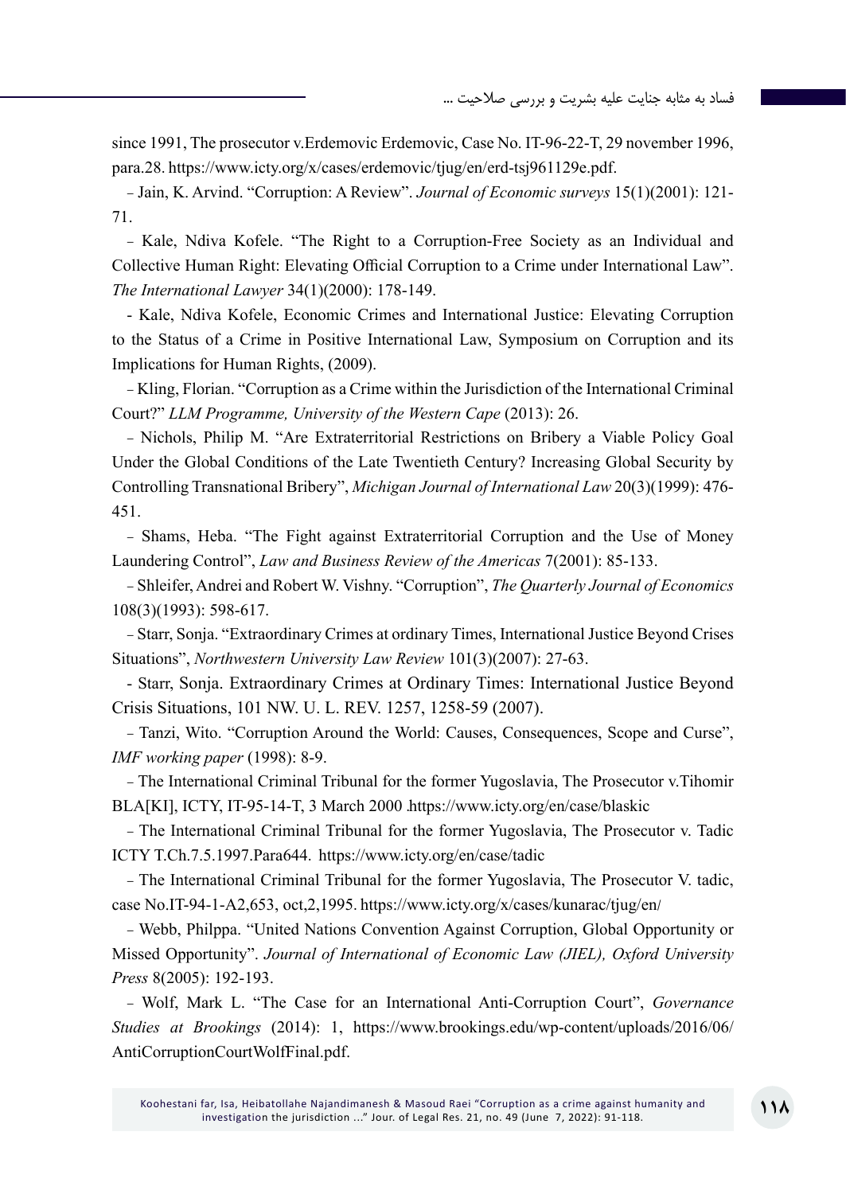since 1991, The prosecutor v.Erdemovic Erdemovic, Case No. IT-96-22-T, 29 november 1996, para.28. https://www.icty.org/x/cases/erdemovic/tjug/en/erd-tsj961129e.pdf.

- Jain, K. Arvind. "Corruption: A Review". *Journal of Economic surveys* 15(1)(2001): 121-71.

- Kale, Ndiva Kofele. "The Right to a Corruption-Free Society as an Individual and Collective Human Right: Elevating Official Corruption to a Crime under International Law". *The International Lawyer* 34(1)(2000): 178-149.

- Kale, Ndiva Kofele, Economic Crimes and International Justice: Elevating Corruption to the Status of a Crime in Positive International Law, Symposium on Corruption and its Implications for Human Rights, (2009).

- Kling, Florian. "Corruption as a Crime within the Jurisdiction of the International Criminal Court?" *LLM Programme, University of the Western Cape* (2013): 26.

- Nichols, Philip M. "Are Extraterritorial Restrictions on Bribery a Viable Policy Goal Under the Global Conditions of the Late Twentieth Century? Increasing Global Security by Controlling Transnational Bribery", *Michigan Journal of International Law* 20(3)(1999): 476-451.

- Shams, Heba. "The Fight against Extraterritorial Corruption and the Use of Money Laundering Control", *Law and Business Review of the Americas* 7(2001): 85-133.

- Shleifer, Andrei and Robert W. Vishny. "Corruption", *The Quarterly Journal of Economics* 108(3)(1993): 598-617.

- Starr, Sonja. "Extraordinary Crimes at ordinary Times, International Justice Beyond Crises Situations", *Northwestern University Law Review* 101(3)(2007): 27-63.

- Starr, Sonja. Extraordinary Crimes at Ordinary Times: International Justice Beyond Crisis Situations, 101 NW. U. L. REV. 1257, 1258-59 (2007).

- Tanzi, Wito. "Corruption Around the World: Causes, Consequences, Scope and Curse", *IMF working paper* (1998): 8-9.

- The International Criminal Tribunal for the former Yugoslavia, The Prosecutor v.Tihomir BLA[KI], ICTY, IT-95-14-T, 3 March 2000 .https://www.icty.org/en/case/blaskic

- The International Criminal Tribunal for the former Yugoslavia, The Prosecutor v. Tadic ICTY T.Ch.7.5.1997.Para644. https://www.icty.org/en/case/tadic

- The International Criminal Tribunal for the former Yugoslavia, The Prosecutor V. tadic, case No.IT-94-1-A2,653, oct,2,1995. https://www.icty.org/x/cases/kunarac/tjug/en/

- Webb, Philppa. "United Nations Convention Against Corruption, Global Opportunity or Missed Opportunity". *Journal of International of Economic Law (JIEL), Oxford University Press* 8(2005): 192-193.

- Wolf, Mark L. "The Case for an International Anti-Corruption Court", *Governance Studies at Brookings* (2014): 1, https://www.brookings.edu/wp-content/uploads/2016/06/AntiCorruptionCourtWolfFinal.pdf.